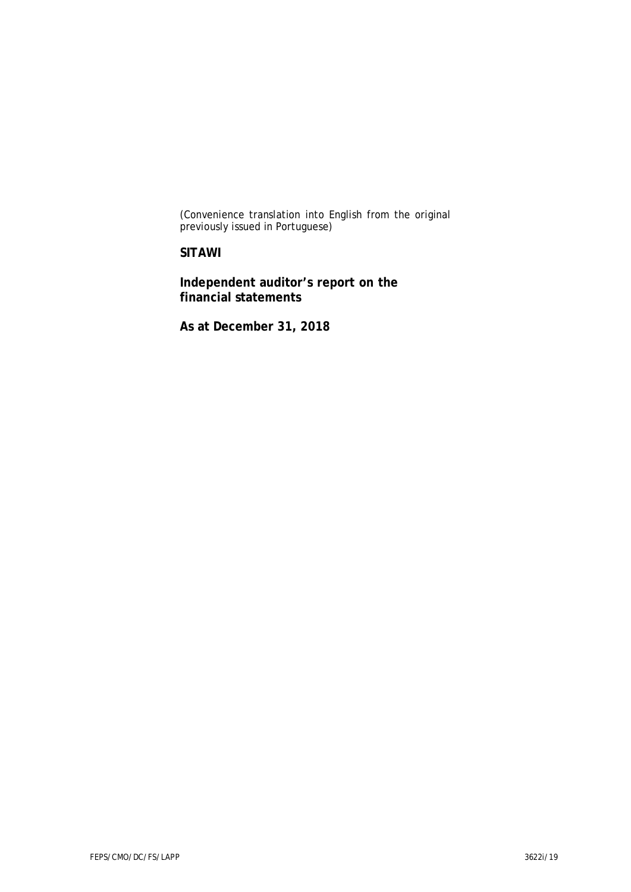*(Convenience translation into English from the original previously issued in Portuguese)*

**SITAWI**

# Independent auditor's report on the financial statements

**As at December 31, 2018**

FEPS/CMO/DC/FS/LAPP 3622i/19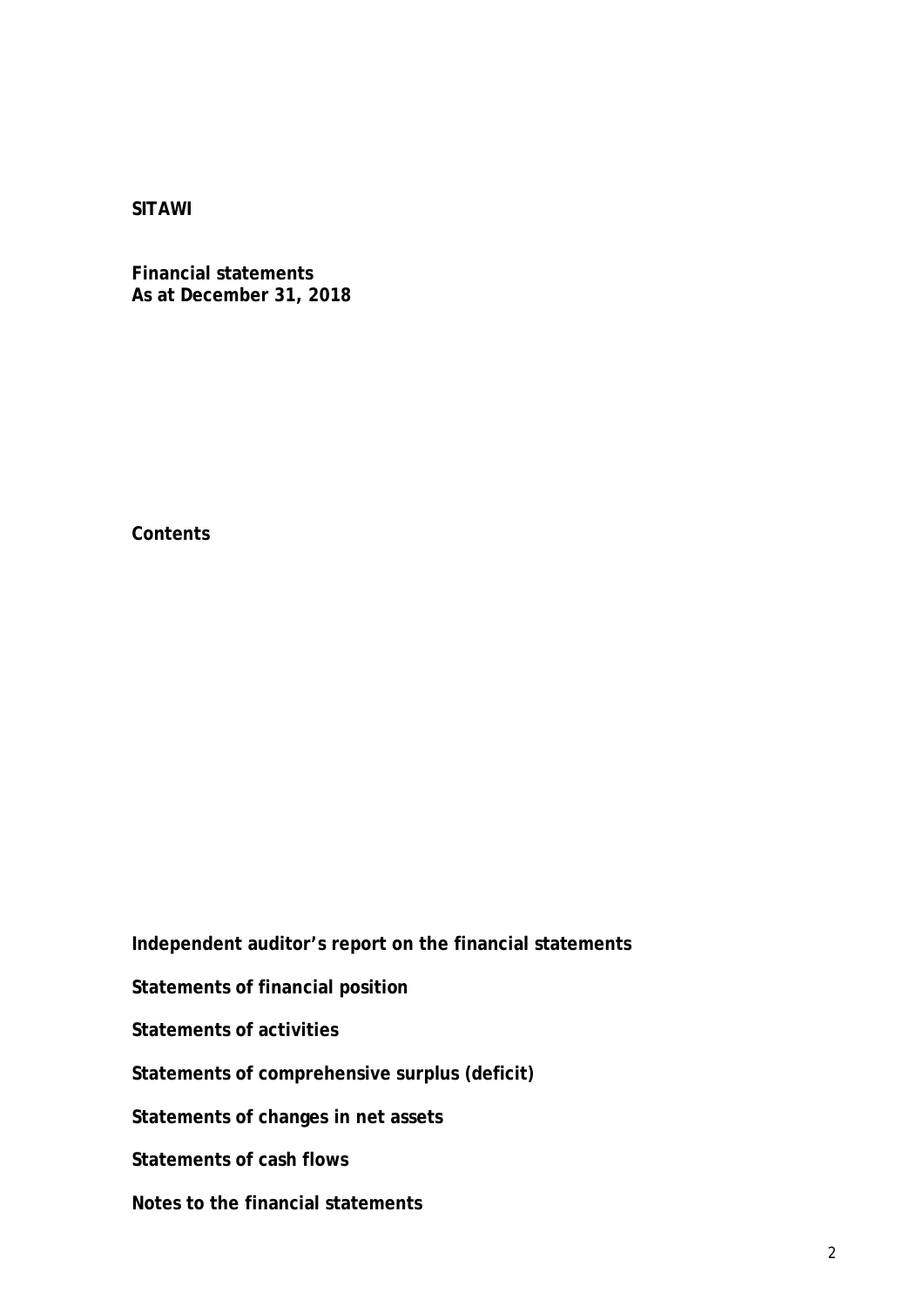**SITAWI**

**Financial statements**
**As at December 31, 2018**

**Contents**

**Independent auditor's report on the financial statements**

**Statements of financial position**

**Statements of activities**

**Statements of comprehensive surplus (deficit)**

**Statements of changes in net assets**

**Statements of cash flows**

**Notes to the financial statements**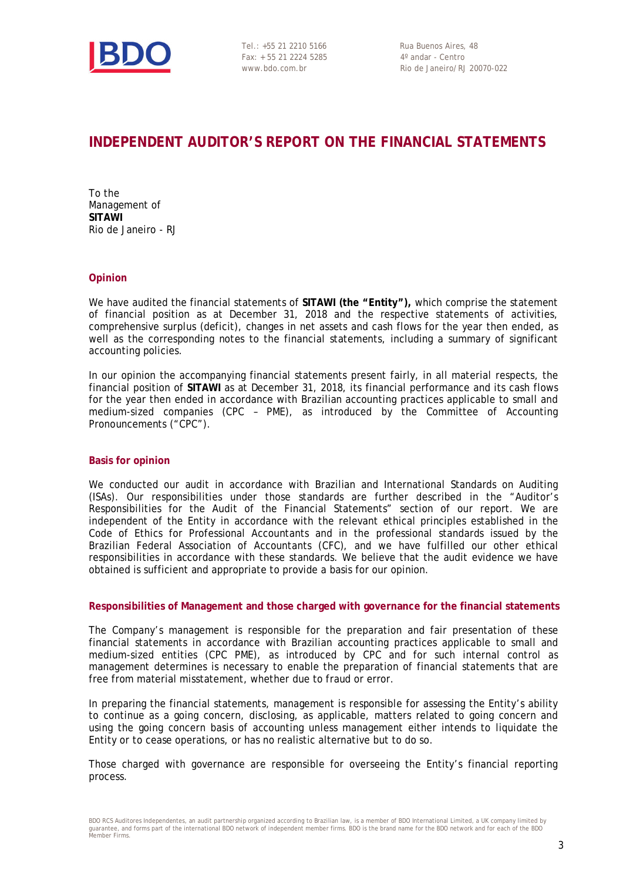Tel.: +55 21 2210 5166
Fax: + 55 21 2224 5285
www.bdo.com.br

Rua Buenos Aires, 48
4º andar - Centro
Rio de Janeiro/RJ 20070-022

# INDEPENDENT AUDITOR'S REPORT ON THE FINANCIAL STATEMENTS

To the
Management of
**SITAWI**
Rio de Janeiro - RJ

## Opinion

We have audited the financial statements of **SITAWI (the "Entity"),** which comprise the statement of financial position as at December 31, 2018 and the respective statements of activities, comprehensive surplus (deficit), changes in net assets and cash flows for the year then ended, as well as the corresponding notes to the financial statements, including a summary of significant accounting policies.

In our opinion the accompanying financial statements present fairly, in all material respects, the financial position of **SITAWI** as at December 31, 2018, its financial performance and its cash flows for the year then ended in accordance with Brazilian accounting practices applicable to small and medium-sized companies (CPC – PME), as introduced by the Committee of Accounting Pronouncements ("CPC").

## Basis for opinion

We conducted our audit in accordance with Brazilian and International Standards on Auditing (ISAs). Our responsibilities under those standards are further described in the "Auditor's Responsibilities for the Audit of the Financial Statements" section of our report. We are independent of the Entity in accordance with the relevant ethical principles established in the Code of Ethics for Professional Accountants and in the professional standards issued by the Brazilian Federal Association of Accountants (CFC), and we have fulfilled our other ethical responsibilities in accordance with these standards. We believe that the audit evidence we have obtained is sufficient and appropriate to provide a basis for our opinion.

## Responsibilities of Management and those charged with governance for the financial statements

The Company's management is responsible for the preparation and fair presentation of these financial statements in accordance with Brazilian accounting practices applicable to small and medium-sized entities (CPC PME), as introduced by CPC and for such internal control as management determines is necessary to enable the preparation of financial statements that are free from material misstatement, whether due to fraud or error.

In preparing the financial statements, management is responsible for assessing the Entity's ability to continue as a going concern, disclosing, as applicable, matters related to going concern and using the going concern basis of accounting unless management either intends to liquidate the Entity or to cease operations, or has no realistic alternative but to do so.

Those charged with governance are responsible for overseeing the Entity's financial reporting process.

BDO RCS Auditores Independentes, an audit partnership organized according to Brazilian law, is a member of BDO International Limited, a UK company limited by guarantee, and forms part of the international BDO network of independent member firms. BDO is the brand name for the BDO network and for each of the BDO Member Firms.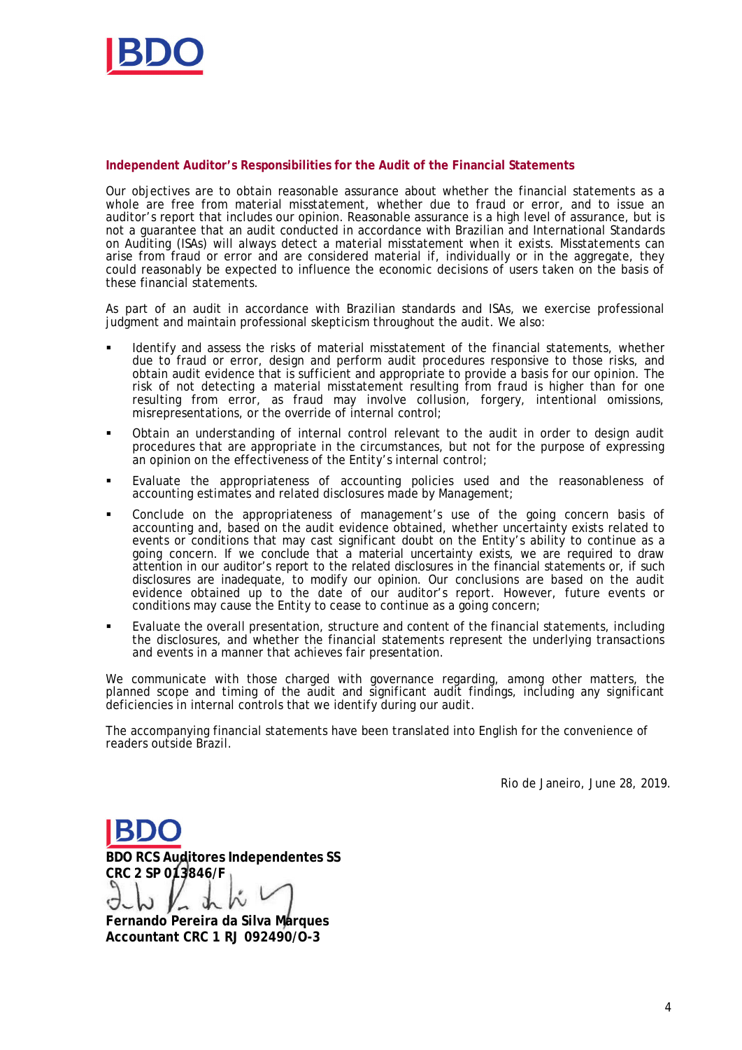**Independent Auditor's Responsibilities for the Audit of the Financial Statements**

Our objectives are to obtain reasonable assurance about whether the financial statements as a whole are free from material misstatement, whether due to fraud or error, and to issue an auditor's report that includes our opinion. Reasonable assurance is a high level of assurance, but is not a guarantee that an audit conducted in accordance with Brazilian and International Standards on Auditing (ISAs) will always detect a material misstatement when it exists. Misstatements can arise from fraud or error and are considered material if, individually or in the aggregate, they could reasonably be expected to influence the economic decisions of users taken on the basis of these financial statements.

As part of an audit in accordance with Brazilian standards and ISAs, we exercise professional judgment and maintain professional skepticism throughout the audit. We also:

- Identify and assess the risks of material misstatement of the financial statements, whether due to fraud or error, design and perform audit procedures responsive to those risks, and obtain audit evidence that is sufficient and appropriate to provide a basis for our opinion. The risk of not detecting a material misstatement resulting from fraud is higher than for one resulting from error, as fraud may involve collusion, forgery, intentional omissions, misrepresentations, or the override of internal control;
- Obtain an understanding of internal control relevant to the audit in order to design audit procedures that are appropriate in the circumstances, but not for the purpose of expressing an opinion on the effectiveness of the Entity's internal control;
- Evaluate the appropriateness of accounting policies used and the reasonableness of accounting estimates and related disclosures made by Management;
- Conclude on the appropriateness of management's use of the going concern basis of accounting and, based on the audit evidence obtained, whether uncertainty exists related to events or conditions that may cast significant doubt on the Entity's ability to continue as a going concern. If we conclude that a material uncertainty exists, we are required to draw attention in our auditor's report to the related disclosures in the financial statements or, if such disclosures are inadequate, to modify our opinion. Our conclusions are based on the audit evidence obtained up to the date of our auditor's report. However, future events or conditions may cause the Entity to cease to continue as a going concern;
- Evaluate the overall presentation, structure and content of the financial statements, including the disclosures, and whether the financial statements represent the underlying transactions and events in a manner that achieves fair presentation.

We communicate with those charged with governance regarding, among other matters, the planned scope and timing of the audit and significant audit findings, including any significant deficiencies in internal controls that we identify during our audit.

The accompanying financial statements have been translated into English for the convenience of readers outside Brazil.

Rio de Janeiro, June 28, 2019.

**BDO RCS Auditores Independentes SS**
**CRC 2 SP 013846/F**

**Fernando Pereira da Silva Marques**
**Accountant CRC 1 RJ 092490/O-3**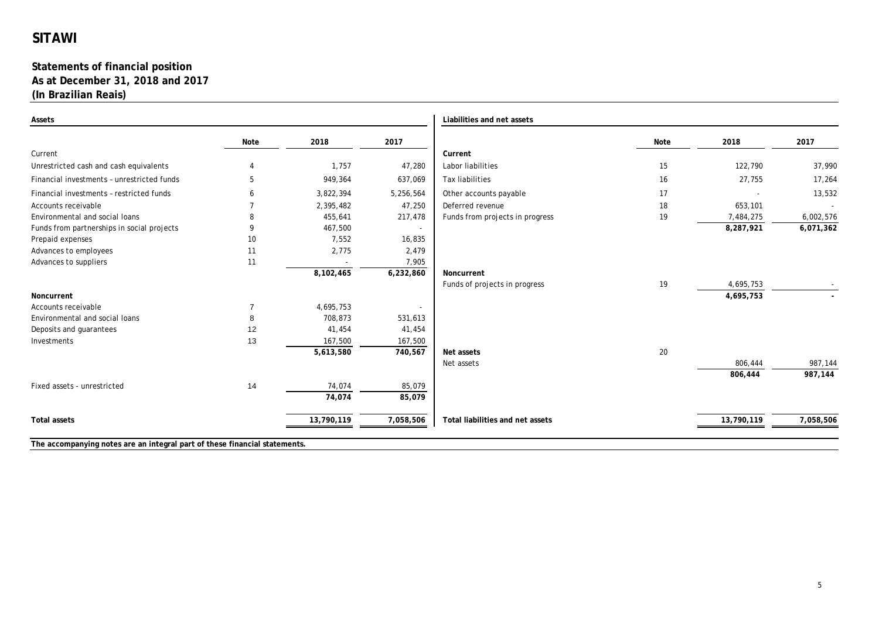# SITAWI

## Statements of financial position
## As at December 31, 2018 and 2017
## (In Brazilian Reais)

| Assets | Note | 2018 | 2017 |
|---|---|---|---|
| Current | | | |
| Unrestricted cash and cash equivalents | 4 | 1,757 | 47,280 |
| Financial investments – unrestricted funds | 5 | 949,364 | 637,069 |
| Financial investments – restricted funds | 6 | 3,822,394 | 5,256,564 |
| Accounts receivable | 7 | 2,395,482 | 47,250 |
| Environmental and social loans | 8 | 455,641 | 217,478 |
| Funds from partnerships in social projects | 9 | 467,500 | - |
| Prepaid expenses | 10 | 7,552 | 16,835 |
| Advances to employees | 11 | 2,775 | 2,479 |
| Advances to suppliers | 11 | - | 7,905 |
| | | **8,102,465** | **6,232,860** |
| **Noncurrent** | | | |
| Accounts receivable | 7 | 4,695,753 | - |
| Environmental and social loans | 8 | 708,873 | 531,613 |
| Deposits and guarantees | 12 | 41,454 | 41,454 |
| Investments | 13 | 167,500 | 167,500 |
| | | **5,613,580** | **740,567** |
| Fixed assets - unrestricted | 14 | 74,074 | 85,079 |
| | | **74,074** | **85,079** |
| **Total assets** | | **13,790,119** | **7,058,506** |

| Liabilities and net assets | Note | 2018 | 2017 |
|---|---|---|---|
| **Current** | | | |
| Labor liabilities | 15 | 122,790 | 37,990 |
| Tax liabilities | 16 | 27,755 | 17,264 |
| Other accounts payable | 17 | - | 13,532 |
| Deferred revenue | 18 | 653,101 | - |
| Funds from projects in progress | 19 | 7,484,275 | 6,002,576 |
| | | **8,287,921** | **6,071,362** |
| **Noncurrent** | | | |
| Funds of projects in progress | 19 | 4,695,753 | - |
| | | **4,695,753** | **-** |
| **Net assets** | 20 | | |
| Net assets | | 806,444 | 987,144 |
| | | **806,444** | **987,144** |
| **Total liabilities and net assets** | | **13,790,119** | **7,058,506** |

**The accompanying notes are an integral part of these financial statements.**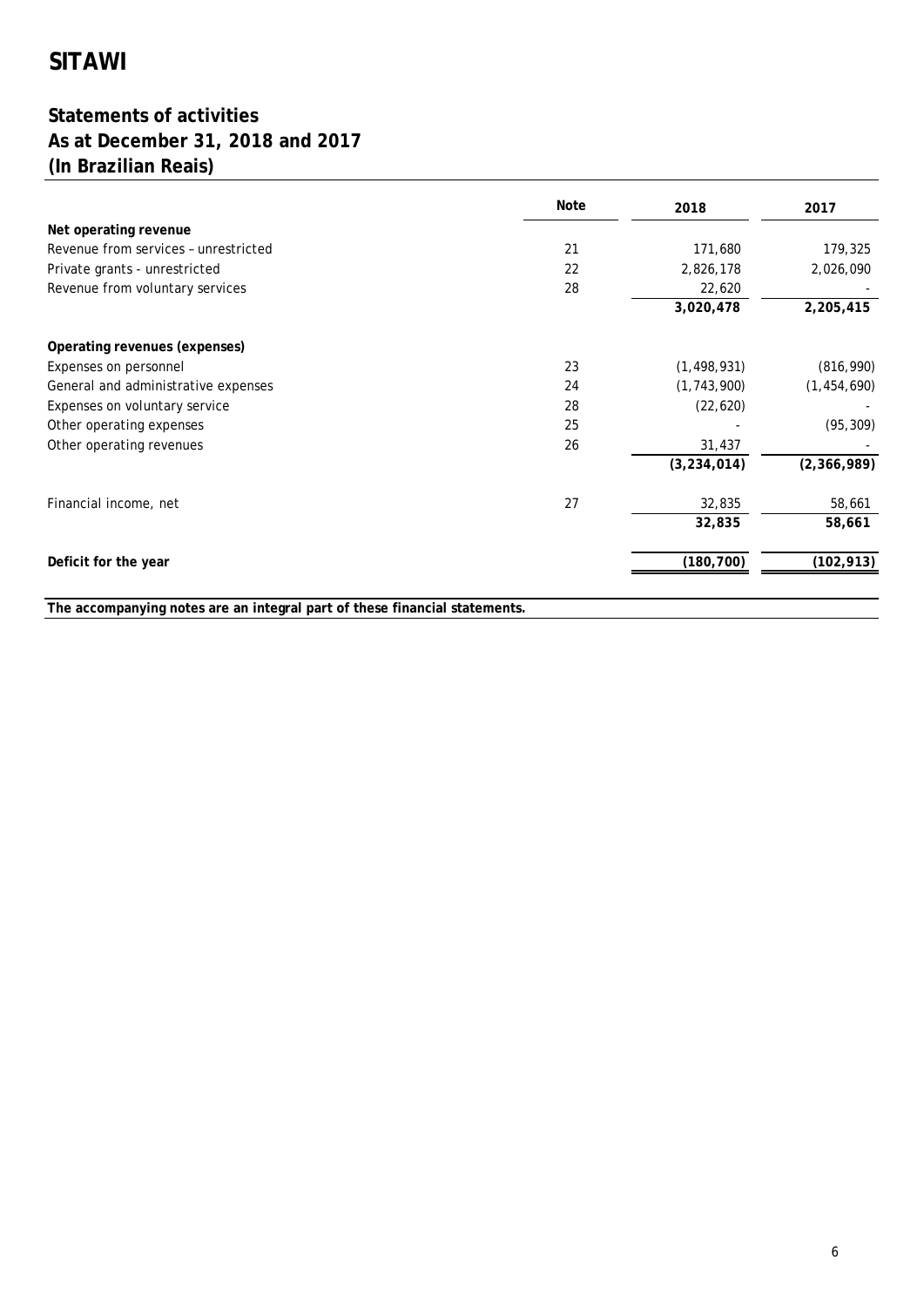# SITAWI

## Statements of activities
## As at December 31, 2018 and 2017
## (In Brazilian Reais)

| | Note | 2018 | 2017 |
|---|---|---|---|
| **Net operating revenue** | | | |
| Revenue from services – unrestricted | 21 | 171,680 | 179,325 |
| Private grants - unrestricted | 22 | 2,826,178 | 2,026,090 |
| Revenue from voluntary services | 28 | 22,620 | - |
| | | **3,020,478** | **2,205,415** |
| **Operating revenues (expenses)** | | | |
| Expenses on personnel | 23 | (1,498,931) | (816,990) |
| General and administrative expenses | 24 | (1,743,900) | (1,454,690) |
| Expenses on voluntary service | 28 | (22,620) | - |
| Other operating expenses | 25 | - | (95,309) |
| Other operating revenues | 26 | 31,437 | - |
| | | **(3,234,014)** | **(2,366,989)** |
| Financial income, net | 27 | 32,835 | 58,661 |
| | | **32,835** | **58,661** |
| **Deficit for the year** | | **(180,700)** | **(102,913)** |

**The accompanying notes are an integral part of these financial statements.**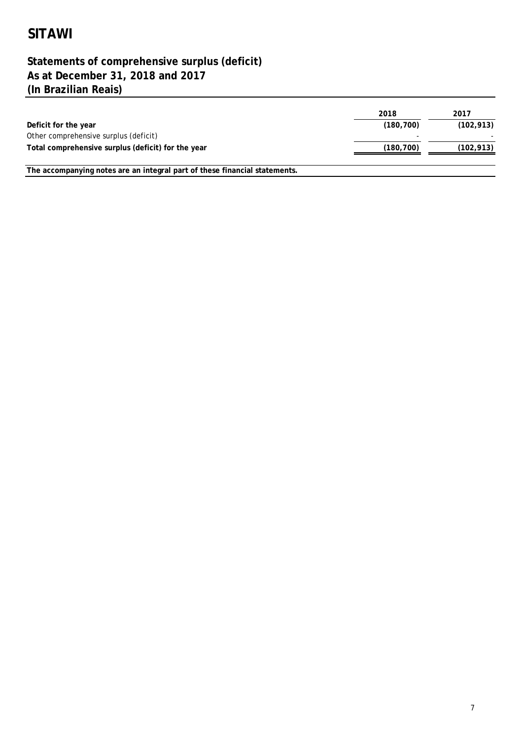# SITAWI

## Statements of comprehensive surplus (deficit)
## As at December 31, 2018 and 2017
## (In Brazilian Reais)

| | 2018 | 2017 |
|---|---|---|
| **Deficit for the year** | **(180,700)** | **(102,913)** |
| Other comprehensive surplus (deficit) | - | - |
| **Total comprehensive surplus (deficit) for the year** | **(180,700)** | **(102,913)** |

**The accompanying notes are an integral part of these financial statements.**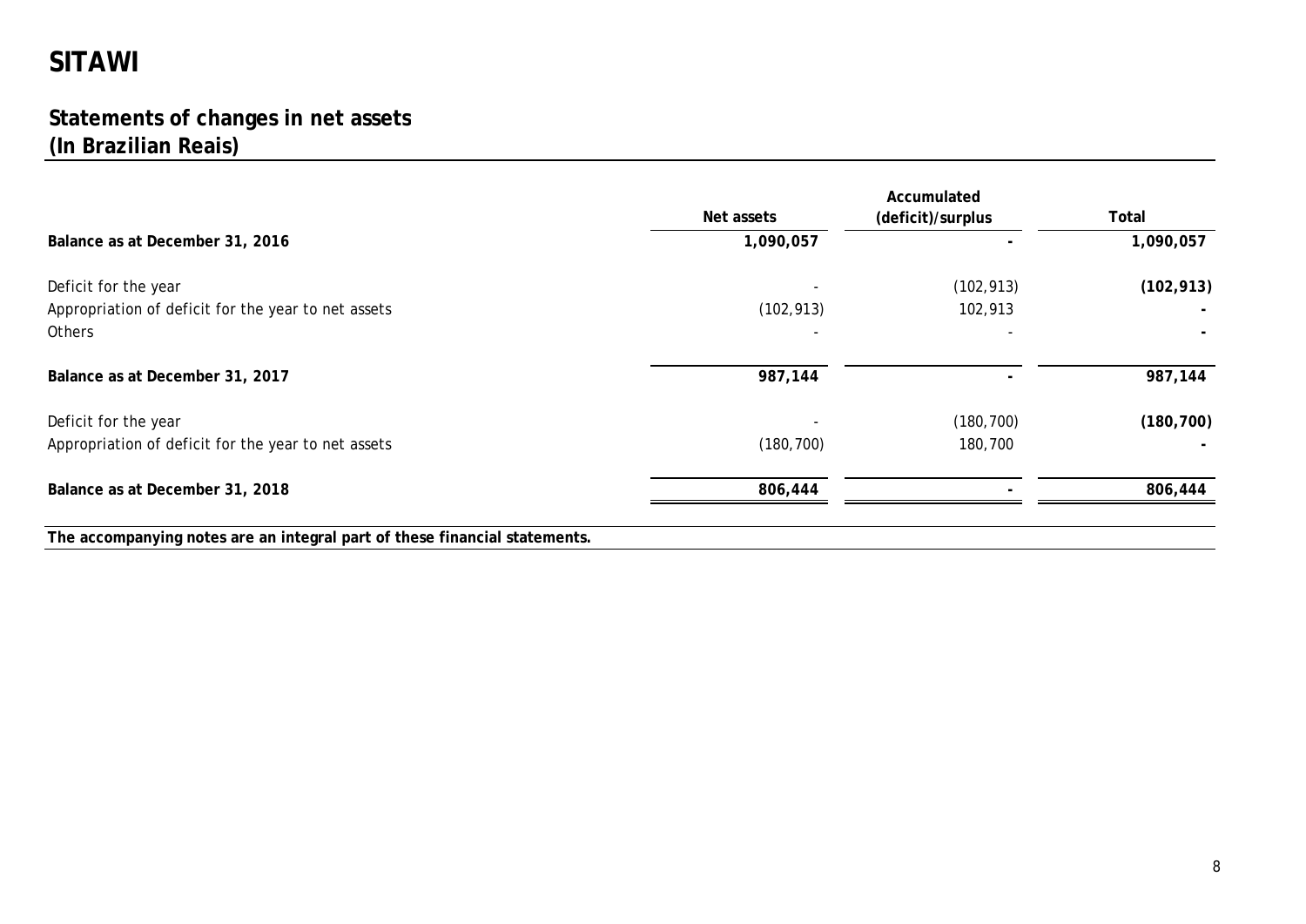# SITAWI

## Statements of changes in net assets
## (In Brazilian Reais)

| | Net assets | Accumulated (deficit)/surplus | Total |
|---|---|---|---|
| **Balance as at December 31, 2016** | **1,090,057** | **-** | **1,090,057** |
| Deficit for the year | - | (102,913) | **(102,913)** |
| Appropriation of deficit for the year to net assets | (102,913) | 102,913 | **-** |
| Others | - | - | **-** |
| **Balance as at December 31, 2017** | **987,144** | **-** | **987,144** |
| Deficit for the year | - | (180,700) | **(180,700)** |
| Appropriation of deficit for the year to net assets | (180,700) | 180,700 | **-** |
| **Balance as at December 31, 2018** | **806,444** | **-** | **806,444** |

**The accompanying notes are an integral part of these financial statements.**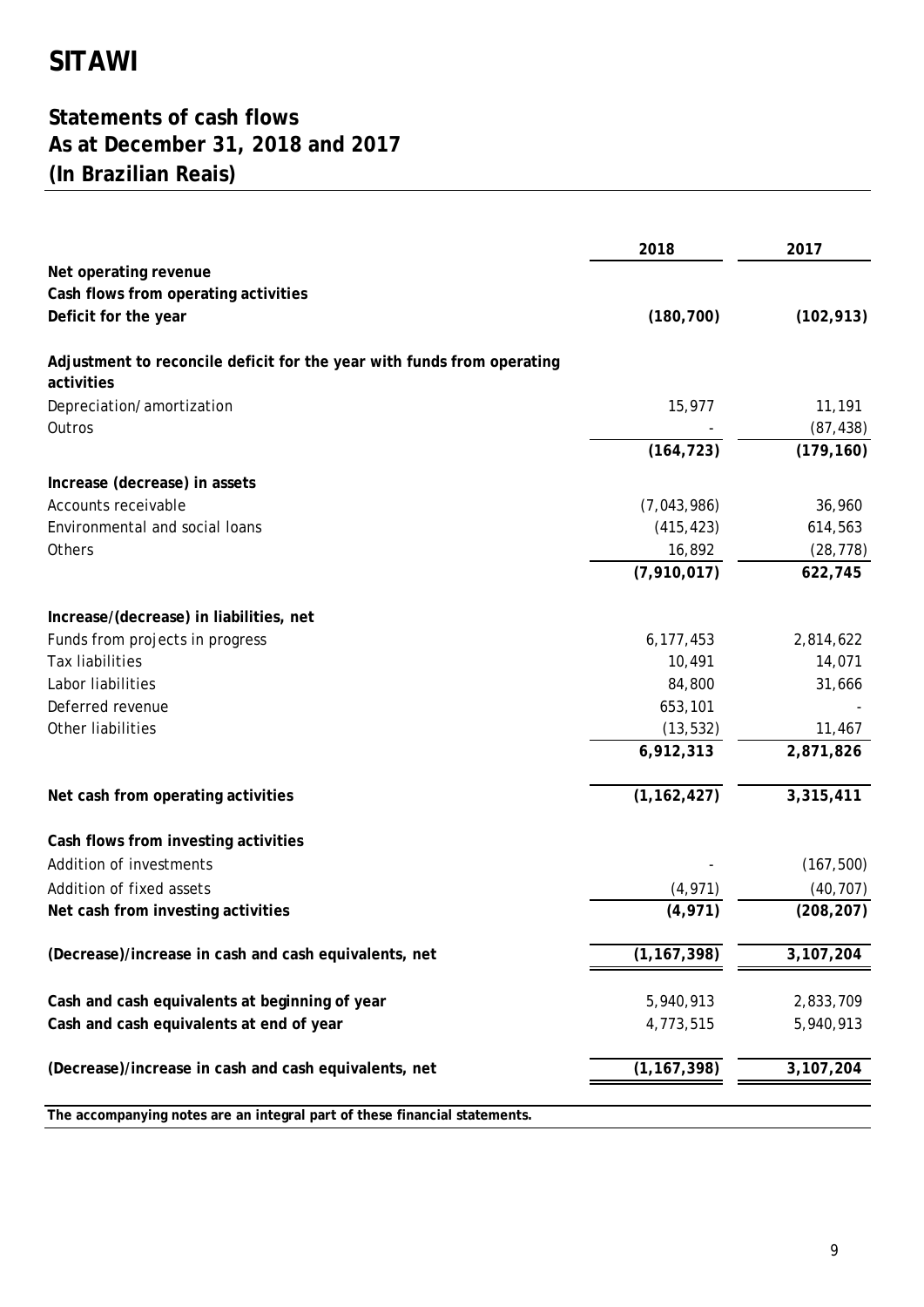# SITAWI

## Statements of cash flows
## As at December 31, 2018 and 2017
## (In Brazilian Reais)

| | 2018 | 2017 |
|---|---|---|
| **Net operating revenue** | | |
| **Cash flows from operating activities** | | |
| **Deficit for the year** | **(180,700)** | **(102,913)** |
| | | |
| **Adjustment to reconcile deficit for the year with funds from operating activities** | | |
| Depreciation/amortization | 15,977 | 11,191 |
| Outros | - | (87,438) |
| | **(164,723)** | **(179,160)** |
| | | |
| **Increase (decrease) in assets** | | |
| Accounts receivable | (7,043,986) | 36,960 |
| Environmental and social loans | (415,423) | 614,563 |
| Others | 16,892 | (28,778) |
| | **(7,910,017)** | **622,745** |
| | | |
| **Increase/(decrease) in liabilities, net** | | |
| Funds from projects in progress | 6,177,453 | 2,814,622 |
| Tax liabilities | 10,491 | 14,071 |
| Labor liabilities | 84,800 | 31,666 |
| Deferred revenue | 653,101 | - |
| Other liabilities | (13,532) | 11,467 |
| | **6,912,313** | **2,871,826** |
| | | |
| **Net cash from operating activities** | **(1,162,427)** | **3,315,411** |
| | | |
| **Cash flows from investing activities** | | |
| Addition of investments | - | (167,500) |
| Addition of fixed assets | (4,971) | (40,707) |
| **Net cash from investing activities** | **(4,971)** | **(208,207)** |
| | | |
| **(Decrease)/increase in cash and cash equivalents, net** | **(1,167,398)** | **3,107,204** |
| | | |
| **Cash and cash equivalents at beginning of year** | 5,940,913 | 2,833,709 |
| **Cash and cash equivalents at end of year** | 4,773,515 | 5,940,913 |
| | | |
| **(Decrease)/increase in cash and cash equivalents, net** | **(1,167,398)** | **3,107,204** |

**The accompanying notes are an integral part of these financial statements.**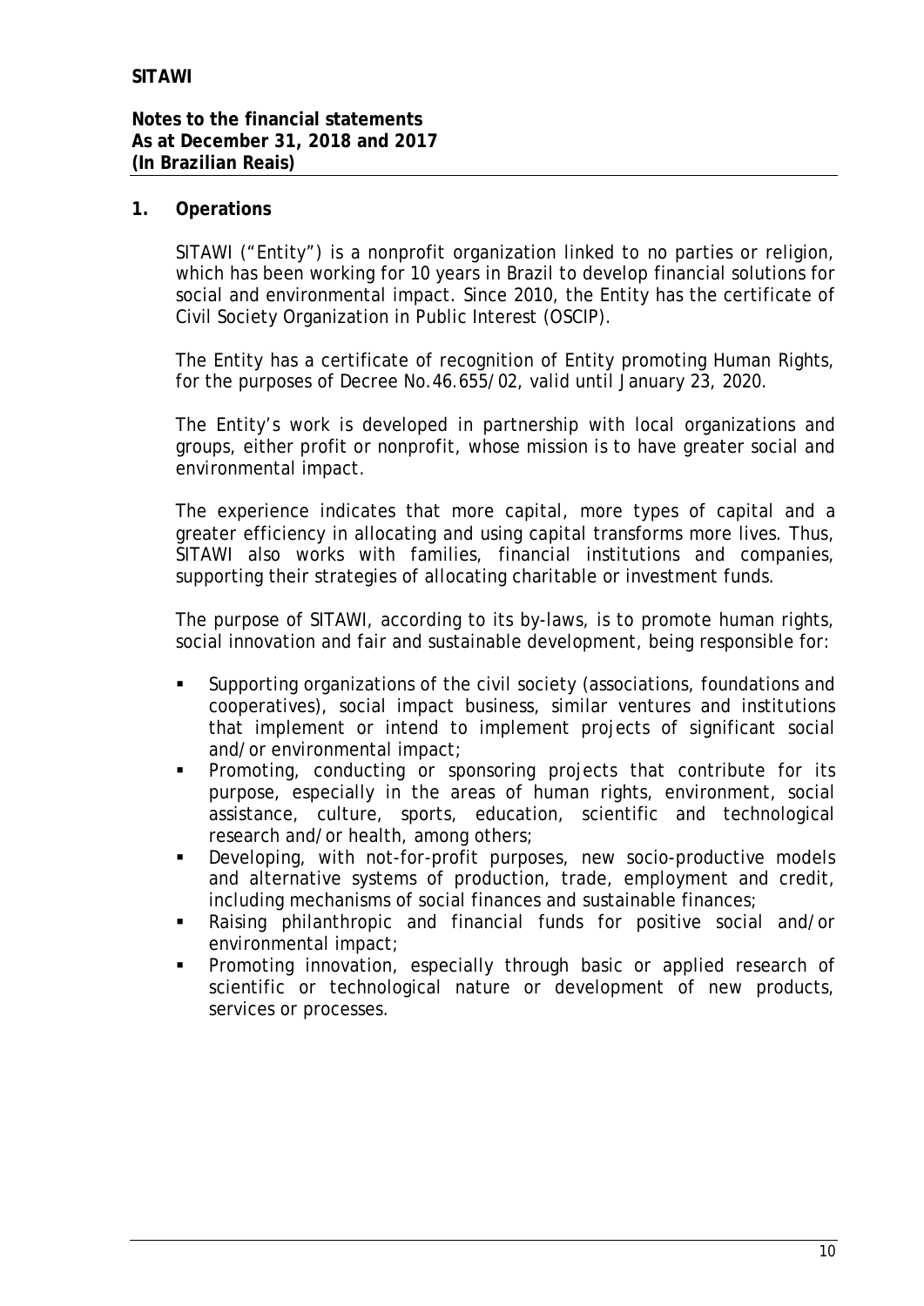## 1. Operations

SITAWI ("Entity") is a nonprofit organization linked to no parties or religion, which has been working for 10 years in Brazil to develop financial solutions for social and environmental impact. Since 2010, the Entity has the certificate of Civil Society Organization in Public Interest (OSCIP).

The Entity has a certificate of recognition of Entity promoting Human Rights, for the purposes of Decree No.46.655/02, valid until January 23, 2020.

The Entity's work is developed in partnership with local organizations and groups, either profit or nonprofit, whose mission is to have greater social and environmental impact.

The experience indicates that more capital, more types of capital and a greater efficiency in allocating and using capital transforms more lives. Thus, SITAWI also works with families, financial institutions and companies, supporting their strategies of allocating charitable or investment funds.

The purpose of SITAWI, according to its by-laws, is to promote human rights, social innovation and fair and sustainable development, being responsible for:

- Supporting organizations of the civil society (associations, foundations and cooperatives), social impact business, similar ventures and institutions that implement or intend to implement projects of significant social and/or environmental impact;
- Promoting, conducting or sponsoring projects that contribute for its purpose, especially in the areas of human rights, environment, social assistance, culture, sports, education, scientific and technological research and/or health, among others;
- Developing, with not-for-profit purposes, new socio-productive models and alternative systems of production, trade, employment and credit, including mechanisms of social finances and sustainable finances;
- Raising philanthropic and financial funds for positive social and/or environmental impact;
- Promoting innovation, especially through basic or applied research of scientific or technological nature or development of new products, services or processes.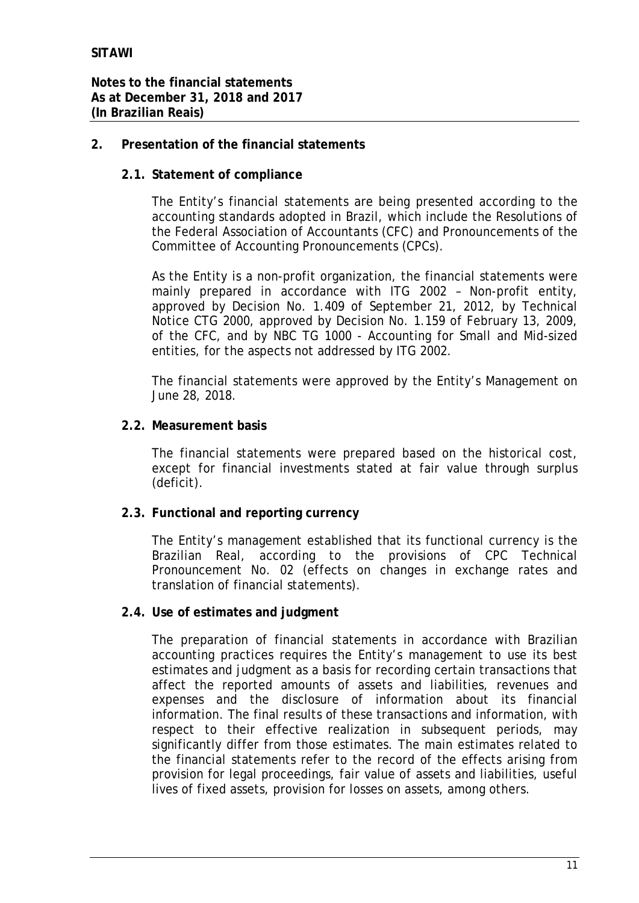## 2. Presentation of the financial statements

### 2.1. Statement of compliance

The Entity's financial statements are being presented according to the accounting standards adopted in Brazil, which include the Resolutions of the Federal Association of Accountants (CFC) and Pronouncements of the Committee of Accounting Pronouncements (CPCs).

As the Entity is a non-profit organization, the financial statements were mainly prepared in accordance with ITG 2002 – Non-profit entity, approved by Decision No. 1.409 of September 21, 2012, by Technical Notice CTG 2000, approved by Decision No. 1.159 of February 13, 2009, of the CFC, and by NBC TG 1000 - Accounting for Small and Mid-sized entities, for the aspects not addressed by ITG 2002.

The financial statements were approved by the Entity's Management on June 28, 2018.

### 2.2. Measurement basis

The financial statements were prepared based on the historical cost, except for financial investments stated at fair value through surplus (deficit).

### 2.3. Functional and reporting currency

The Entity's management established that its functional currency is the Brazilian Real, according to the provisions of CPC Technical Pronouncement No. 02 (effects on changes in exchange rates and translation of financial statements).

### 2.4. Use of estimates and judgment

The preparation of financial statements in accordance with Brazilian accounting practices requires the Entity's management to use its best estimates and judgment as a basis for recording certain transactions that affect the reported amounts of assets and liabilities, revenues and expenses and the disclosure of information about its financial information. The final results of these transactions and information, with respect to their effective realization in subsequent periods, may significantly differ from those estimates. The main estimates related to the financial statements refer to the record of the effects arising from provision for legal proceedings, fair value of assets and liabilities, useful lives of fixed assets, provision for losses on assets, among others.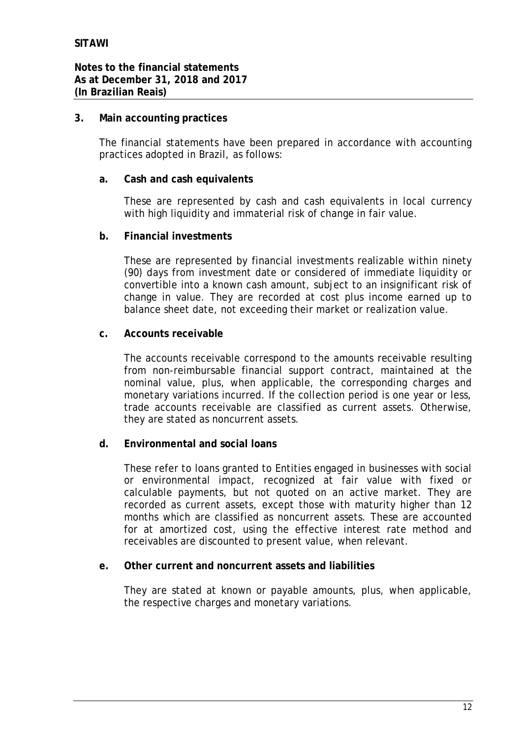## 3. Main accounting practices

The financial statements have been prepared in accordance with accounting practices adopted in Brazil, as follows:

### a. Cash and cash equivalents

These are represented by cash and cash equivalents in local currency with high liquidity and immaterial risk of change in fair value.

### b. Financial investments

These are represented by financial investments realizable within ninety (90) days from investment date or considered of immediate liquidity or convertible into a known cash amount, subject to an insignificant risk of change in value. They are recorded at cost plus income earned up to balance sheet date, not exceeding their market or realization value.

### c. Accounts receivable

The accounts receivable correspond to the amounts receivable resulting from non-reimbursable financial support contract, maintained at the nominal value, plus, when applicable, the corresponding charges and monetary variations incurred. If the collection period is one year or less, trade accounts receivable are classified as current assets. Otherwise, they are stated as noncurrent assets.

### d. Environmental and social loans

These refer to loans granted to Entities engaged in businesses with social or environmental impact, recognized at fair value with fixed or calculable payments, but not quoted on an active market. They are recorded as current assets, except those with maturity higher than 12 months which are classified as noncurrent assets. These are accounted for at amortized cost, using the effective interest rate method and receivables are discounted to present value, when relevant.

### e. Other current and noncurrent assets and liabilities

They are stated at known or payable amounts, plus, when applicable, the respective charges and monetary variations.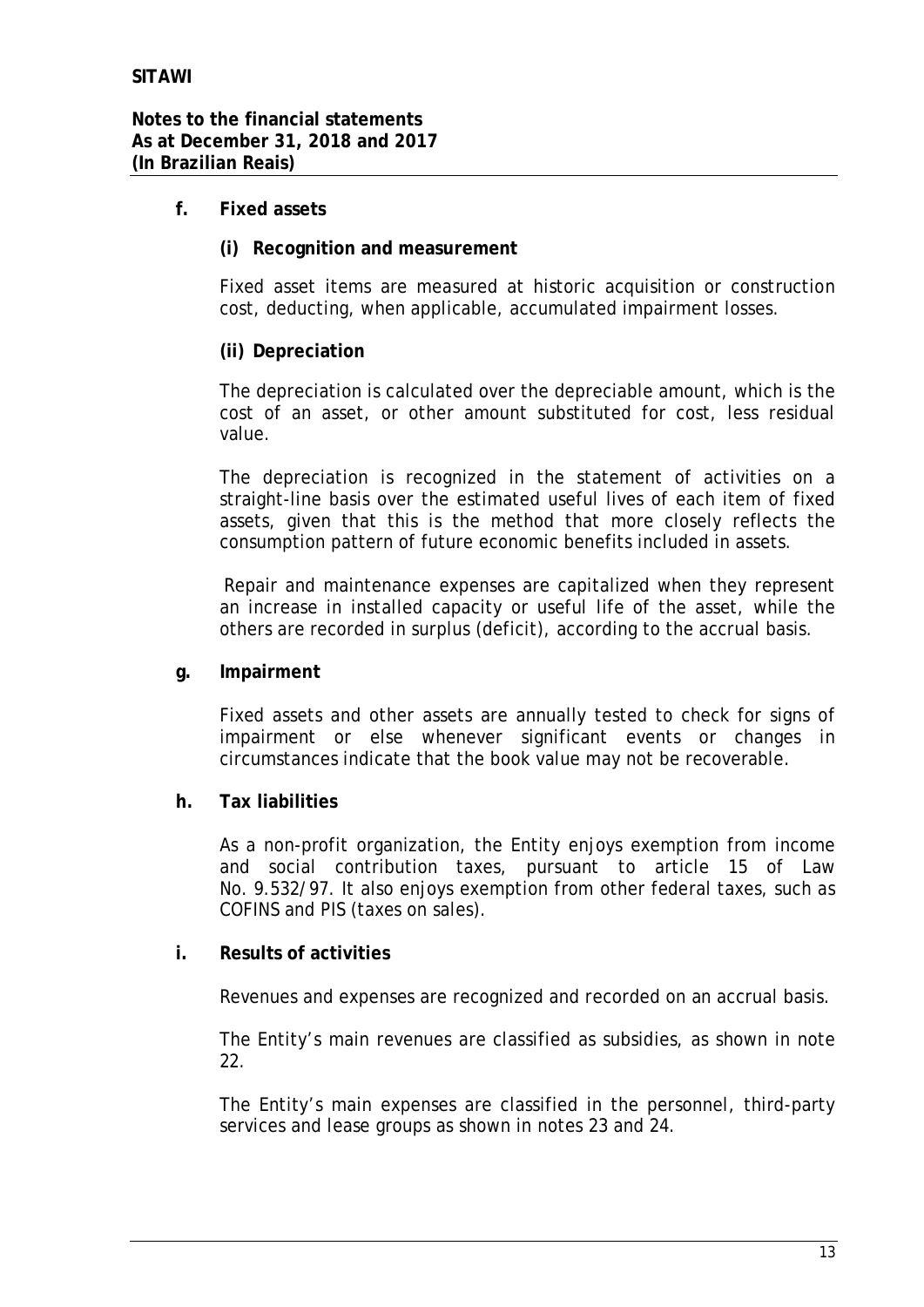**f. Fixed assets**

**(i) Recognition and measurement**

Fixed asset items are measured at historic acquisition or construction cost, deducting, when applicable, accumulated impairment losses.

**(ii) Depreciation**

The depreciation is calculated over the depreciable amount, which is the cost of an asset, or other amount substituted for cost, less residual value.

The depreciation is recognized in the statement of activities on a straight-line basis over the estimated useful lives of each item of fixed assets, given that this is the method that more closely reflects the consumption pattern of future economic benefits included in assets.

Repair and maintenance expenses are capitalized when they represent an increase in installed capacity or useful life of the asset, while the others are recorded in surplus (deficit), according to the accrual basis.

**g. Impairment**

Fixed assets and other assets are annually tested to check for signs of impairment or else whenever significant events or changes in circumstances indicate that the book value may not be recoverable.

**h. Tax liabilities**

As a non-profit organization, the Entity enjoys exemption from income and social contribution taxes, pursuant to article 15 of Law No. 9.532/97. It also enjoys exemption from other federal taxes, such as COFINS and PIS (taxes on sales).

**i. Results of activities**

Revenues and expenses are recognized and recorded on an accrual basis.

The Entity's main revenues are classified as subsidies, as shown in note 22.

The Entity's main expenses are classified in the personnel, third-party services and lease groups as shown in notes 23 and 24.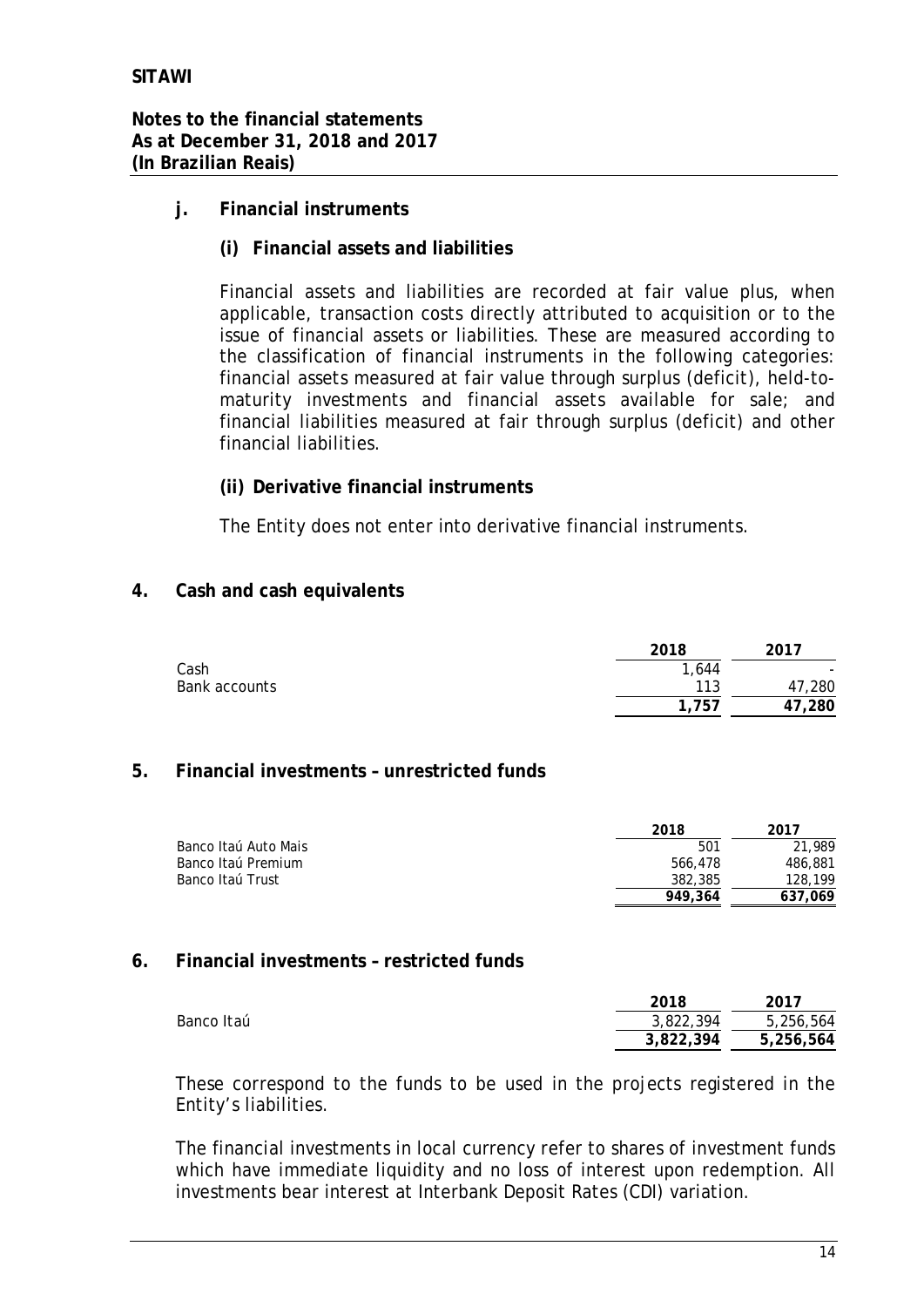**j. Financial instruments**

**(i) Financial assets and liabilities**

Financial assets and liabilities are recorded at fair value plus, when applicable, transaction costs directly attributed to acquisition or to the issue of financial assets or liabilities. These are measured according to the classification of financial instruments in the following categories: financial assets measured at fair value through surplus (deficit), held-to-maturity investments and financial assets available for sale; and financial liabilities measured at fair through surplus (deficit) and other financial liabilities.

**(ii) Derivative financial instruments**

The Entity does not enter into derivative financial instruments.

## 4. Cash and cash equivalents

| | 2018 | 2017 |
|---|---|---|
| Cash | 1,644 | - |
| Bank accounts | 113 | 47,280 |
| | **1,757** | **47,280** |

## 5. Financial investments – unrestricted funds

| | 2018 | 2017 |
|---|---|---|
| Banco Itaú Auto Mais | 501 | 21,989 |
| Banco Itaú Premium | 566,478 | 486,881 |
| Banco Itaú Trust | 382,385 | 128,199 |
| | **949,364** | **637,069** |

## 6. Financial investments – restricted funds

| | 2018 | 2017 |
|---|---|---|
| Banco Itaú | 3,822,394 | 5,256,564 |
| | **3,822,394** | **5,256,564** |

These correspond to the funds to be used in the projects registered in the Entity's liabilities.

The financial investments in local currency refer to shares of investment funds which have immediate liquidity and no loss of interest upon redemption. All investments bear interest at Interbank Deposit Rates (CDI) variation.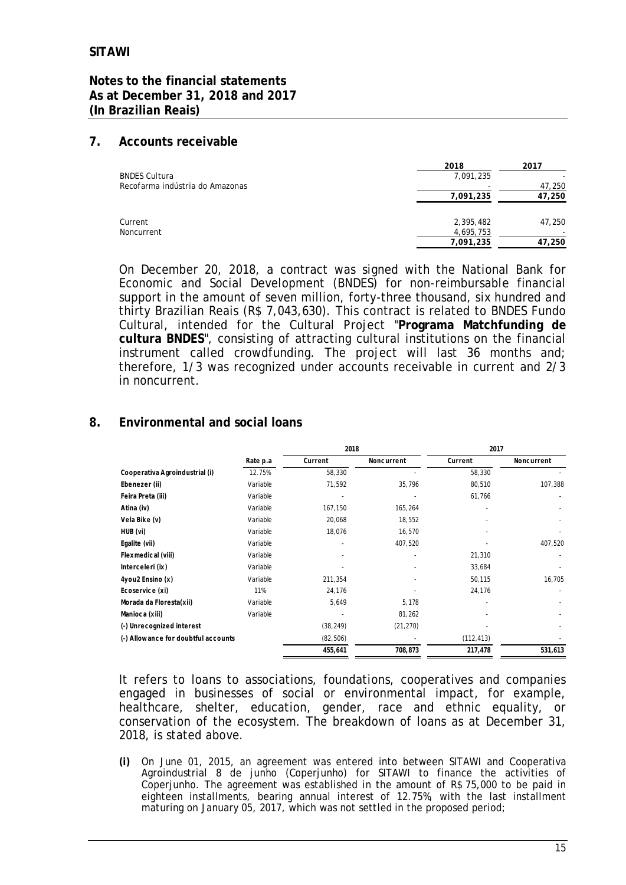## 7. Accounts receivable

| | 2018 | 2017 |
|---|---|---|
| BNDES Cultura | 7,091,235 | - |
| Recofarma indústria do Amazonas | - | 47,250 |
| | **7,091,235** | **47,250** |
| | | |
| Current | 2,395,482 | 47,250 |
| Noncurrent | 4,695,753 | - |
| | **7,091,235** | **47,250** |

On December 20, 2018, a contract was signed with the National Bank for Economic and Social Development (BNDES) for non-reimbursable financial support in the amount of seven million, forty-three thousand, six hundred and thirty Brazilian Reais (R$ 7,043,630). This contract is related to BNDES Fundo Cultural, intended for the Cultural Project "**Programa Matchfunding de cultura BNDES**", consisting of attracting cultural institutions on the financial instrument called crowdfunding. The project will last 36 months and; therefore, 1/3 was recognized under accounts receivable in current and 2/3 in noncurrent.

## 8. Environmental and social loans

| | | 2018 | | 2017 | |
|---|---|---|---|---|---|
| | Rate p.a | Current | Noncurrent | Current | Noncurrent |
| **Cooperativa Agroindustrial (i)** | 12.75% | 58,330 | - | 58,330 | - |
| **Ebenezer (ii)** | Variable | 71,592 | 35,796 | 80,510 | 107,388 |
| **Feira Preta (iii)** | Variable | - | - | 61,766 | - |
| **Atina (iv)** | Variable | 167,150 | 165,264 | - | - |
| **Vela Bike (v)** | Variable | 20,068 | 18,552 | - | - |
| **HUB (vi)** | Variable | 18,076 | 16,570 | - | - |
| **Egalite (vii)** | Variable | - | 407,520 | - | 407,520 |
| **Flexmedical (viii)** | Variable | - | - | 21,310 | - |
| **Interceleri (ix)** | Variable | - | - | 33,684 | - |
| **4you2 Ensino (x)** | Variable | 211,354 | - | 50,115 | 16,705 |
| **Ecoservice (xi)** | 11% | 24,176 | - | 24,176 | - |
| **Morada da Floresta(xii)** | Variable | 5,649 | 5,178 | - | - |
| **Manioca (xiii)** | Variable | - | 81,262 | - | - |
| **(-) Unrecognized interest** | | (38,249) | (21,270) | - | - |
| **(-) Allowance for doubtful accounts** | | (82,506) | - | (112,413) | - |
| | | **455,641** | **708,873** | **217,478** | **531,613** |

It refers to loans to associations, foundations, cooperatives and companies engaged in businesses of social or environmental impact, for example, healthcare, shelter, education, gender, race and ethnic equality, or conservation of the ecosystem. The breakdown of loans as at December 31, 2018, is stated above.

**(i)** On June 01, 2015, an agreement was entered into between SITAWI and Cooperativa Agroindustrial 8 de junho (Coperjunho) for SITAWI to finance the activities of Coperjunho. The agreement was established in the amount of R$ 75,000 to be paid in eighteen installments, bearing annual interest of 12.75%, with the last installment maturing on January 05, 2017, which was not settled in the proposed period;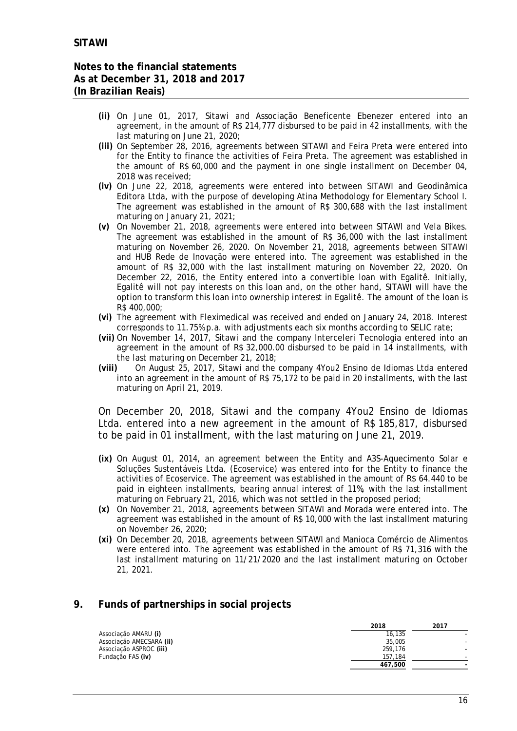- **(ii)** On June 01, 2017, Sitawi and Associação Beneficente Ebenezer entered into an agreement, in the amount of R$ 214,777 disbursed to be paid in 42 installments, with the last maturing on June 21, 2020;
- **(iii)** On September 28, 2016, agreements between SITAWI and Feira Preta were entered into for the Entity to finance the activities of Feira Preta. The agreement was established in the amount of R$ 60,000 and the payment in one single installment on December 04, 2018 was received;
- **(iv)** On June 22, 2018, agreements were entered into between SITAWI and Geodinâmica Editora Ltda, with the purpose of developing Atina Methodology for Elementary School I. The agreement was established in the amount of R$ 300,688 with the last installment maturing on January 21, 2021;
- **(v)** On November 21, 2018, agreements were entered into between SITAWI and Vela Bikes. The agreement was established in the amount of R$ 36,000 with the last installment maturing on November 26, 2020. On November 21, 2018, agreements between SITAWI and HUB Rede de Inovação were entered into. The agreement was established in the amount of R$ 32,000 with the last installment maturing on November 22, 2020. On December 22, 2016, the Entity entered into a convertible loan with Egalitê. Initially, Egalitê will not pay interests on this loan and, on the other hand, SITAWI will have the option to transform this loan into ownership interest in Egalitê. The amount of the loan is R$ 400,000;
- **(vi)** The agreement with Fleximedical was received and ended on January 24, 2018. Interest corresponds to 11.75% p.a. with adjustments each six months according to SELIC rate;
- **(vii)** On November 14, 2017, Sitawi and the company Interceleri Tecnologia entered into an agreement in the amount of R$ 32,000.00 disbursed to be paid in 14 installments, with the last maturing on December 21, 2018;
- **(viii)** On August 25, 2017, Sitawi and the company 4You2 Ensino de Idiomas Ltda entered into an agreement in the amount of R$ 75,172 to be paid in 20 installments, with the last maturing on April 21, 2019.

On December 20, 2018, Sitawi and the company 4You2 Ensino de Idiomas Ltda. entered into a new agreement in the amount of R$ 185,817, disbursed to be paid in 01 installment, with the last maturing on June 21, 2019.

- **(ix)** On August 01, 2014, an agreement between the Entity and A3S-Aquecimento Solar e Soluções Sustentáveis Ltda. (Ecoservice) was entered into for the Entity to finance the activities of Ecoservice. The agreement was established in the amount of R$ 64.440 to be paid in eighteen installments, bearing annual interest of 11%, with the last installment maturing on February 21, 2016, which was not settled in the proposed period;
- **(x)** On November 21, 2018, agreements between SITAWI and Morada were entered into. The agreement was established in the amount of R$ 10,000 with the last installment maturing on November 26, 2020;
- **(xi)** On December 20, 2018, agreements between SITAWI and Manioca Comércio de Alimentos were entered into. The agreement was established in the amount of R$ 71,316 with the last installment maturing on 11/21/2020 and the last installment maturing on October 21, 2021.

## 9. Funds of partnerships in social projects

| | 2018 | 2017 |
|---|---|---|
| Associação AMARU **(i)** | 16,135 | - |
| Associação AMECSARA **(ii)** | 35,005 | - |
| Associação ASPROC **(iii)** | 259,176 | - |
| Fundação FAS **(iv)** | 157,184 | - |
| | **467,500** | **-** |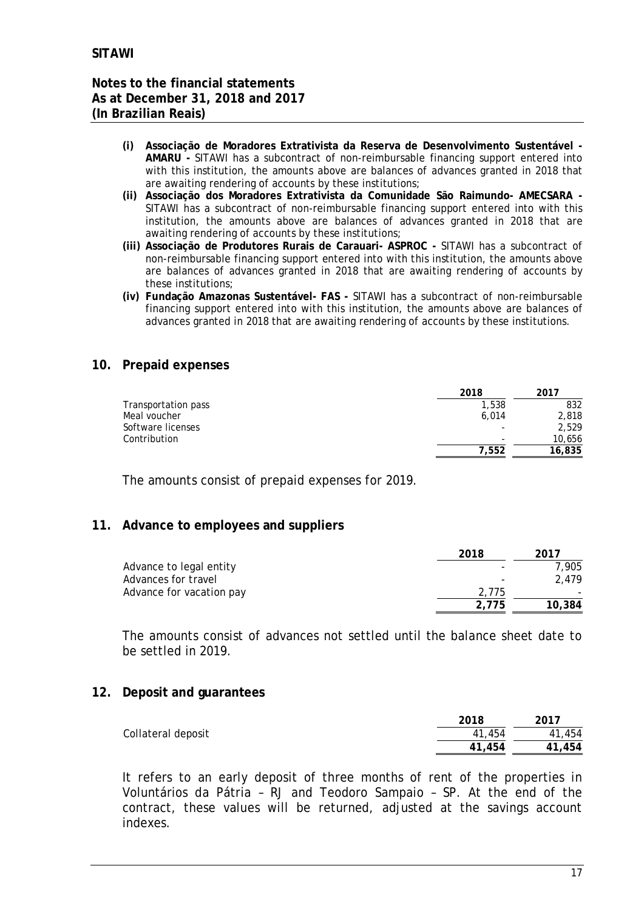- **(i) Associação de Moradores Extrativista da Reserva de Desenvolvimento Sustentável - AMARU -** SITAWI has a subcontract of non-reimbursable financing support entered into with this institution, the amounts above are balances of advances granted in 2018 that are awaiting rendering of accounts by these institutions;
- **(ii) Associação dos Moradores Extrativista da Comunidade São Raimundo- AMECSARA -** SITAWI has a subcontract of non-reimbursable financing support entered into with this institution, the amounts above are balances of advances granted in 2018 that are awaiting rendering of accounts by these institutions;
- **(iii) Associação de Produtores Rurais de Carauari- ASPROC -** SITAWI has a subcontract of non-reimbursable financing support entered into with this institution, the amounts above are balances of advances granted in 2018 that are awaiting rendering of accounts by these institutions;
- **(iv) Fundação Amazonas Sustentável- FAS -** SITAWI has a subcontract of non-reimbursable financing support entered into with this institution, the amounts above are balances of advances granted in 2018 that are awaiting rendering of accounts by these institutions.

## 10. Prepaid expenses

| | 2018 | 2017 |
|---|---|---|
| Transportation pass | 1,538 | 832 |
| Meal voucher | 6,014 | 2,818 |
| Software licenses | - | 2,529 |
| Contribution | - | 10,656 |
| | **7,552** | **16,835** |

The amounts consist of prepaid expenses for 2019.

## 11. Advance to employees and suppliers

| | 2018 | 2017 |
|---|---|---|
| Advance to legal entity | - | 7,905 |
| Advances for travel | - | 2,479 |
| Advance for vacation pay | 2,775 | - |
| | **2,775** | **10,384** |

The amounts consist of advances not settled until the balance sheet date to be settled in 2019.

## 12. Deposit and guarantees

| | 2018 | 2017 |
|---|---|---|
| Collateral deposit | 41,454 | 41,454 |
| | **41,454** | **41,454** |

It refers to an early deposit of three months of rent of the properties in Voluntários da Pátria – RJ and Teodoro Sampaio – SP. At the end of the contract, these values will be returned, adjusted at the savings account indexes.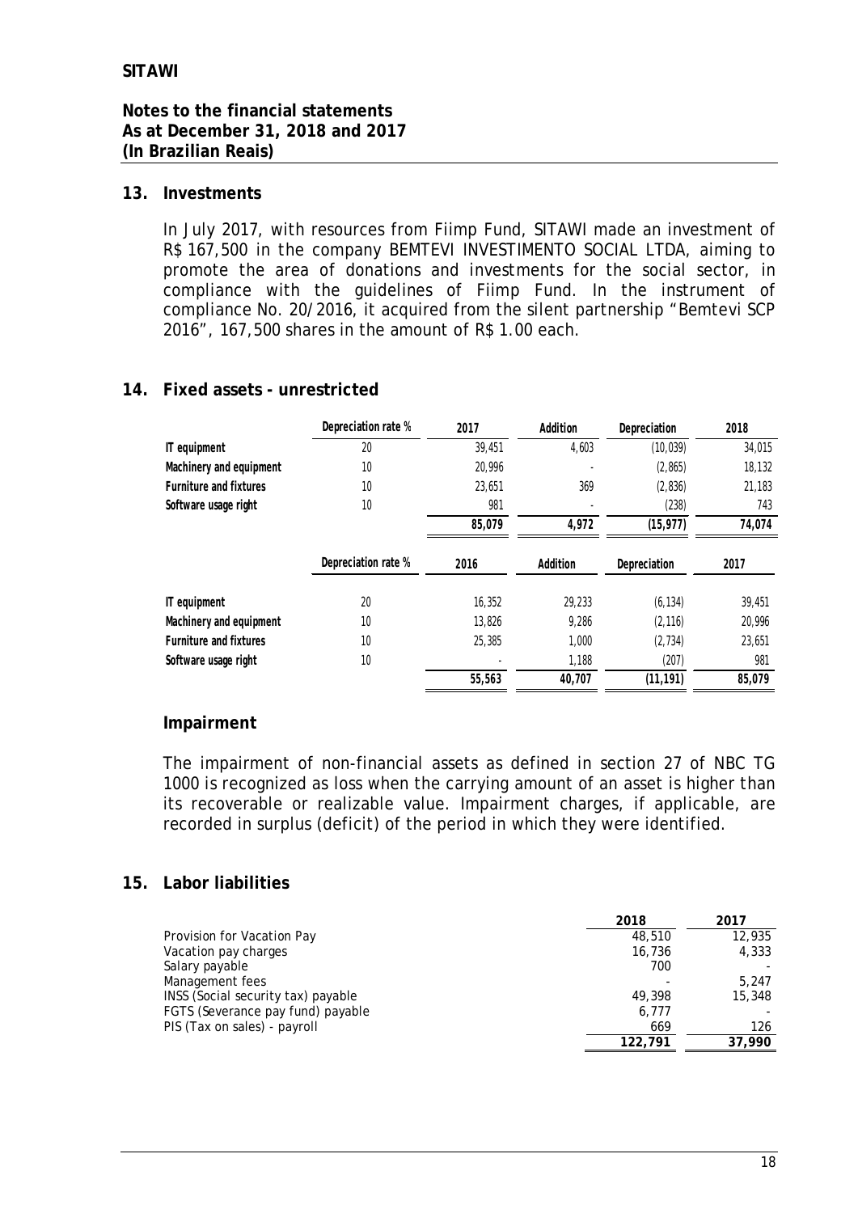## 13. Investments

In July 2017, with resources from Fiimp Fund, SITAWI made an investment of R$ 167,500 in the company BEMTEVI INVESTIMENTO SOCIAL LTDA, aiming to promote the area of donations and investments for the social sector, in compliance with the guidelines of Fiimp Fund. In the instrument of compliance No. 20/2016, it acquired from the silent partnership "Bemtevi SCP 2016", 167,500 shares in the amount of R$ 1.00 each.

## 14. Fixed assets - unrestricted

| | Depreciation rate % | 2017 | Addition | Depreciation | 2018 |
|---|---|---|---|---|---|
| IT equipment | 20 | 39,451 | 4,603 | (10,039) | 34,015 |
| Machinery and equipment | 10 | 20,996 | - | (2,865) | 18,132 |
| Furniture and fixtures | 10 | 23,651 | 369 | (2,836) | 21,183 |
| Software usage right | 10 | 981 | - | (238) | 743 |
| | | 85,079 | 4,972 | (15,977) | 74,074 |

| | Depreciation rate % | 2016 | Addition | Depreciation | 2017 |
|---|---|---|---|---|---|
| IT equipment | 20 | 16,352 | 29,233 | (6,134) | 39,451 |
| Machinery and equipment | 10 | 13,826 | 9,286 | (2,116) | 20,996 |
| Furniture and fixtures | 10 | 25,385 | 1,000 | (2,734) | 23,651 |
| Software usage right | 10 | - | 1,188 | (207) | 981 |
| | | 55,563 | 40,707 | (11,191) | 85,079 |

### Impairment

The impairment of non-financial assets as defined in section 27 of NBC TG 1000 is recognized as loss when the carrying amount of an asset is higher than its recoverable or realizable value. Impairment charges, if applicable, are recorded in surplus (deficit) of the period in which they were identified.

## 15. Labor liabilities

| | 2018 | 2017 |
|---|---|---|
| Provision for Vacation Pay | 48,510 | 12,935 |
| Vacation pay charges | 16,736 | 4,333 |
| Salary payable | 700 | - |
| Management fees | - | 5,247 |
| INSS (Social security tax) payable | 49,398 | 15,348 |
| FGTS (Severance pay fund) payable | 6,777 | - |
| PIS (Tax on sales) - payroll | 669 | 126 |
| | 122,791 | 37,990 |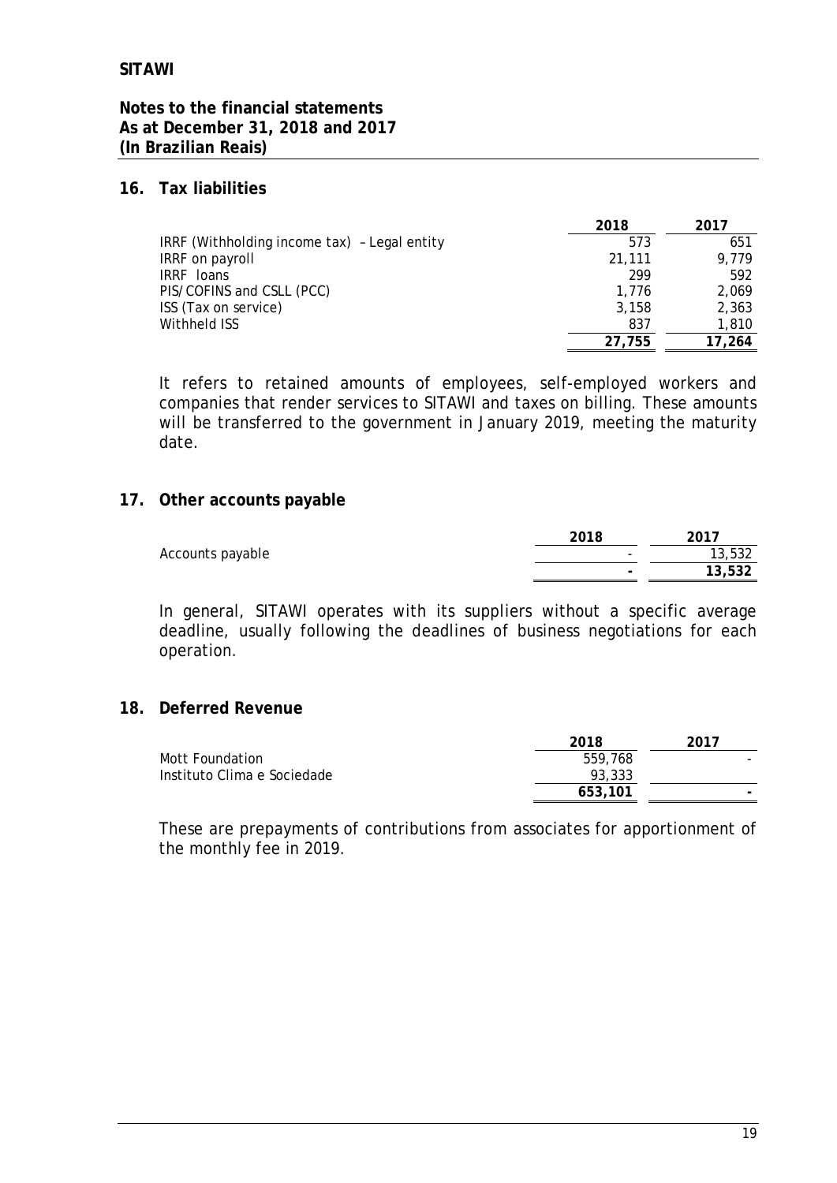## 16. Tax liabilities

| | 2018 | 2017 |
|---|---|---|
| IRRF (Withholding income tax) – Legal entity | 573 | 651 |
| IRRF on payroll | 21,111 | 9,779 |
| IRRF loans | 299 | 592 |
| PIS/COFINS and CSLL (PCC) | 1,776 | 2,069 |
| ISS (Tax on service) | 3,158 | 2,363 |
| Withheld ISS | 837 | 1,810 |
| | **27,755** | **17,264** |

It refers to retained amounts of employees, self-employed workers and companies that render services to SITAWI and taxes on billing. These amounts will be transferred to the government in January 2019, meeting the maturity date.

## 17. Other accounts payable

| | 2018 | 2017 |
|---|---|---|
| Accounts payable | - | 13,532 |
| | **-** | **13,532** |

In general, SITAWI operates with its suppliers without a specific average deadline, usually following the deadlines of business negotiations for each operation.

## 18. Deferred Revenue

| | 2018 | 2017 |
|---|---|---|
| Mott Foundation | 559,768 | - |
| Instituto Clima e Sociedade | 93,333 | |
| | **653,101** | **-** |

These are prepayments of contributions from associates for apportionment of the monthly fee in 2019.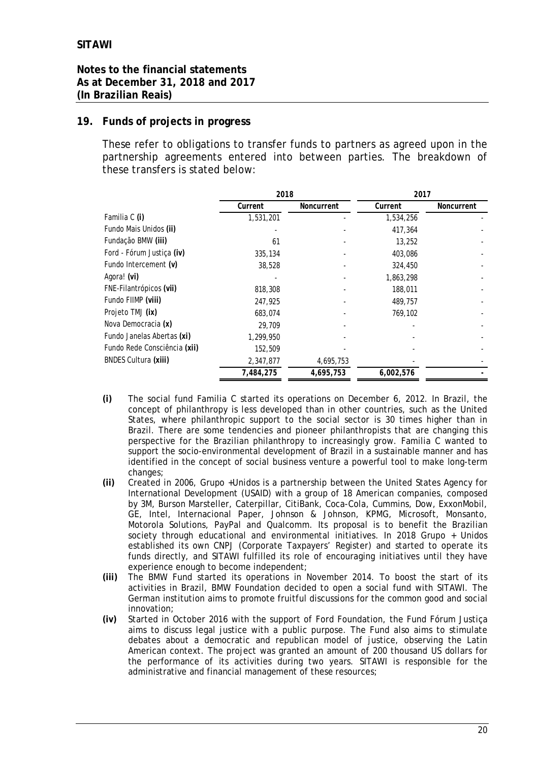**SITAWI**

**Notes to the financial statements**
**As at December 31, 2018 and 2017**
**(In Brazilian Reais)**

## 19. Funds of projects in progress

These refer to obligations to transfer funds to partners as agreed upon in the partnership agreements entered into between parties. The breakdown of these transfers is stated below:

| | 2018 | | 2017 | |
|---|---|---|---|---|
| | Current | Noncurrent | Current | Noncurrent |
| Familia C **(i)** | 1,531,201 | - | 1,534,256 | - |
| Fundo Mais Unidos **(ii)** | - | - | 417,364 | - |
| Fundação BMW **(iii)** | 61 | - | 13,252 | - |
| Ford - Fórum Justiça **(iv)** | 335,134 | - | 403,086 | - |
| Fundo Intercement **(v)** | 38,528 | - | 324,450 | - |
| Agora! **(vi)** | - | - | 1,863,298 | - |
| FNE-Filantrópicos **(vii)** | 818,308 | - | 188,011 | - |
| Fundo FIIMP **(viii)** | 247,925 | - | 489,757 | - |
| Projeto TMJ **(ix)** | 683,074 | - | 769,102 | - |
| Nova Democracia **(x)** | 29,709 | - | - | - |
| Fundo Janelas Abertas **(xi)** | 1,299,950 | - | - | - |
| Fundo Rede Consciência **(xii)** | 152,509 | - | - | - |
| BNDES Cultura **(xiii)** | 2,347,877 | 4,695,753 | - | - |
| | **7,484,275** | **4,695,753** | **6,002,576** | **-** |

**(i)** The social fund Familia C started its operations on December 6, 2012. In Brazil, the concept of philanthropy is less developed than in other countries, such as the United States, where philanthropic support to the social sector is 30 times higher than in Brazil. There are some tendencies and pioneer philanthropists that are changing this perspective for the Brazilian philanthropy to increasingly grow. Familia C wanted to support the socio-environmental development of Brazil in a sustainable manner and has identified in the concept of social business venture a powerful tool to make long-term changes;

**(ii)** Created in 2006, Grupo +Unidos is a partnership between the United States Agency for International Development (USAID) with a group of 18 American companies, composed by 3M, Burson Marsteller, Caterpillar, CitiBank, Coca-Cola, Cummins, Dow, ExxonMobil, GE, Intel, Internacional Paper, Johnson & Johnson, KPMG, Microsoft, Monsanto, Motorola Solutions, PayPal and Qualcomm. Its proposal is to benefit the Brazilian society through educational and environmental initiatives. In 2018 Grupo + Unidos established its own CNPJ (Corporate Taxpayers' Register) and started to operate its funds directly, and SITAWI fulfilled its role of encouraging initiatives until they have experience enough to become independent;

**(iii)** The BMW Fund started its operations in November 2014. To boost the start of its activities in Brazil, BMW Foundation decided to open a social fund with SITAWI. The German institution aims to promote fruitful discussions for the common good and social innovation;

**(iv)** Started in October 2016 with the support of Ford Foundation, the Fund Fórum Justiça aims to discuss legal justice with a public purpose. The Fund also aims to stimulate debates about a democratic and republican model of justice, observing the Latin American context. The project was granted an amount of 200 thousand US dollars for the performance of its activities during two years. SITAWI is responsible for the administrative and financial management of these resources;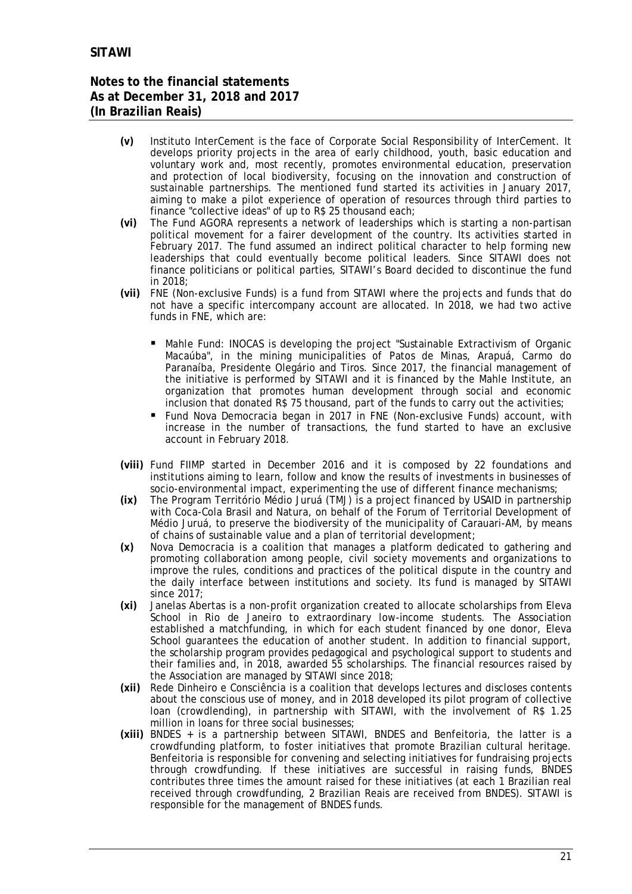- **(v)** Instituto InterCement is the face of Corporate Social Responsibility of InterCement. It develops priority projects in the area of early childhood, youth, basic education and voluntary work and, most recently, promotes environmental education, preservation and protection of local biodiversity, focusing on the innovation and construction of sustainable partnerships. The mentioned fund started its activities in January 2017, aiming to make a pilot experience of operation of resources through third parties to finance "collective ideas" of up to R$ 25 thousand each;
- **(vi)** The Fund AGORA represents a network of leaderships which is starting a non-partisan political movement for a fairer development of the country. Its activities started in February 2017. The fund assumed an indirect political character to help forming new leaderships that could eventually become political leaders. Since SITAWI does not finance politicians or political parties, SITAWI's Board decided to discontinue the fund in 2018;
- **(vii)** FNE (Non-exclusive Funds) is a fund from SITAWI where the projects and funds that do not have a specific intercompany account are allocated. In 2018, we had two active funds in FNE, which are:
  - Mahle Fund: INOCAS is developing the project "Sustainable Extractivism of Organic Macaúba", in the mining municipalities of Patos de Minas, Arapuá, Carmo do Paranaíba, Presidente Olegário and Tiros. Since 2017, the financial management of the initiative is performed by SITAWI and it is financed by the Mahle Institute, an organization that promotes human development through social and economic inclusion that donated R$ 75 thousand, part of the funds to carry out the activities;
  - Fund Nova Democracia began in 2017 in FNE (Non-exclusive Funds) account, with increase in the number of transactions, the fund started to have an exclusive account in February 2018.
- **(viii)** Fund FIIMP started in December 2016 and it is composed by 22 foundations and institutions aiming to learn, follow and know the results of investments in businesses of socio-environmental impact, experimenting the use of different finance mechanisms;
- **(ix)** The Program Território Médio Juruá (TMJ) is a project financed by USAID in partnership with Coca-Cola Brasil and Natura, on behalf of the Forum of Territorial Development of Médio Juruá, to preserve the biodiversity of the municipality of Carauari-AM, by means of chains of sustainable value and a plan of territorial development;
- **(x)** Nova Democracia is a coalition that manages a platform dedicated to gathering and promoting collaboration among people, civil society movements and organizations to improve the rules, conditions and practices of the political dispute in the country and the daily interface between institutions and society. Its fund is managed by SITAWI since 2017;
- **(xi)** Janelas Abertas is a non-profit organization created to allocate scholarships from Eleva School in Rio de Janeiro to extraordinary low-income students. The Association established a matchfunding, in which for each student financed by one donor, Eleva School guarantees the education of another student. In addition to financial support, the scholarship program provides pedagogical and psychological support to students and their families and, in 2018, awarded 55 scholarships. The financial resources raised by the Association are managed by SITAWI since 2018;
- **(xii)** Rede Dinheiro e Consciência is a coalition that develops lectures and discloses contents about the conscious use of money, and in 2018 developed its pilot program of collective loan (crowdlending), in partnership with SITAWI, with the involvement of R$ 1.25 million in loans for three social businesses;
- **(xiii)** BNDES + is a partnership between SITAWI, BNDES and Benfeitoria, the latter is a crowdfunding platform, to foster initiatives that promote Brazilian cultural heritage. Benfeitoria is responsible for convening and selecting initiatives for fundraising projects through crowdfunding. If these initiatives are successful in raising funds, BNDES contributes three times the amount raised for these initiatives (at each 1 Brazilian real received through crowdfunding, 2 Brazilian Reais are received from BNDES). SITAWI is responsible for the management of BNDES funds.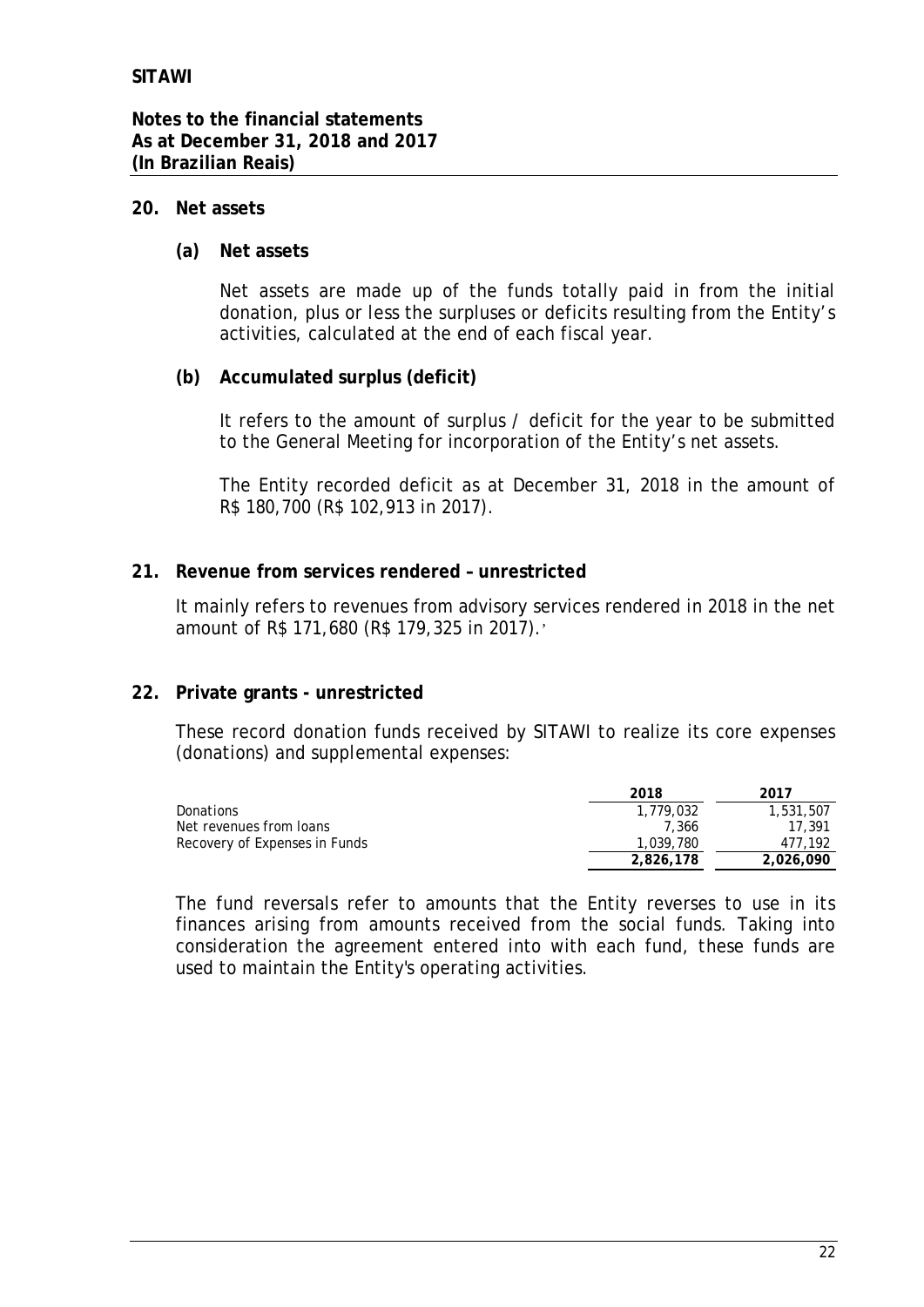## 20. Net assets

### (a) Net assets

Net assets are made up of the funds totally paid in from the initial donation, plus or less the surpluses or deficits resulting from the Entity's activities, calculated at the end of each fiscal year.

### (b) Accumulated surplus (deficit)

It refers to the amount of surplus / deficit for the year to be submitted to the General Meeting for incorporation of the Entity's net assets.

The Entity recorded deficit as at December 31, 2018 in the amount of R$ 180,700 (R$ 102,913 in 2017).

## 21. Revenue from services rendered – unrestricted

It mainly refers to revenues from advisory services rendered in 2018 in the net amount of R$ 171,680 (R$ 179,325 in 2017).

## 22. Private grants - unrestricted

These record donation funds received by SITAWI to realize its core expenses (donations) and supplemental expenses:

| | 2018 | 2017 |
|---|---|---|
| Donations | 1,779,032 | 1,531,507 |
| Net revenues from loans | 7,366 | 17,391 |
| Recovery of Expenses in Funds | 1,039,780 | 477,192 |
| | **2,826,178** | **2,026,090** |

The fund reversals refer to amounts that the Entity reverses to use in its finances arising from amounts received from the social funds. Taking into consideration the agreement entered into with each fund, these funds are used to maintain the Entity's operating activities.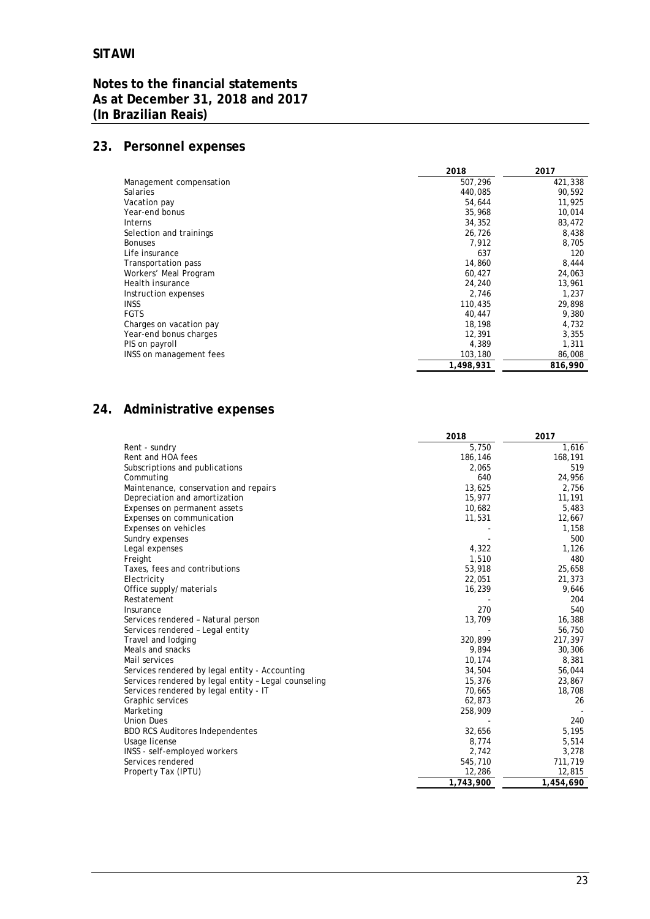**SITAWI**

**Notes to the financial statements**
**As at December 31, 2018 and 2017**
**(In Brazilian Reais)**

## 23. Personnel expenses

| | 2018 | 2017 |
|---|---|---|
| Management compensation | 507,296 | 421,338 |
| Salaries | 440,085 | 90,592 |
| Vacation pay | 54,644 | 11,925 |
| Year-end bonus | 35,968 | 10,014 |
| Interns | 34,352 | 83,472 |
| Selection and trainings | 26,726 | 8,438 |
| Bonuses | 7,912 | 8,705 |
| Life insurance | 637 | 120 |
| Transportation pass | 14,860 | 8,444 |
| Workers' Meal Program | 60,427 | 24,063 |
| Health insurance | 24,240 | 13,961 |
| Instruction expenses | 2,746 | 1,237 |
| INSS | 110,435 | 29,898 |
| FGTS | 40,447 | 9,380 |
| Charges on vacation pay | 18,198 | 4,732 |
| Year-end bonus charges | 12,391 | 3,355 |
| PIS on payroll | 4,389 | 1,311 |
| INSS on management fees | 103,180 | 86,008 |
| | **1,498,931** | **816,990** |

## 24. Administrative expenses

| | 2018 | 2017 |
|---|---|---|
| Rent - sundry | 5,750 | 1,616 |
| Rent and HOA fees | 186,146 | 168,191 |
| Subscriptions and publications | 2,065 | 519 |
| Commuting | 640 | 24,956 |
| Maintenance, conservation and repairs | 13,625 | 2,756 |
| Depreciation and amortization | 15,977 | 11,191 |
| Expenses on permanent assets | 10,682 | 5,483 |
| Expenses on communication | 11,531 | 12,667 |
| Expenses on vehicles | - | 1,158 |
| Sundry expenses | - | 500 |
| Legal expenses | 4,322 | 1,126 |
| Freight | 1,510 | 480 |
| Taxes, fees and contributions | 53,918 | 25,658 |
| Electricity | 22,051 | 21,373 |
| Office supply/materials | 16,239 | 9,646 |
| Restatement | - | 204 |
| Insurance | 270 | 540 |
| Services rendered – Natural person | 13,709 | 16,388 |
| Services rendered – Legal entity | - | 56,750 |
| Travel and lodging | 320,899 | 217,397 |
| Meals and snacks | 9,894 | 30,306 |
| Mail services | 10,174 | 8,381 |
| Services rendered by legal entity - Accounting | 34,504 | 56,044 |
| Services rendered by legal entity – Legal counseling | 15,376 | 23,867 |
| Services rendered by legal entity - IT | 70,665 | 18,708 |
| Graphic services | 62,873 | 26 |
| Marketing | 258,909 | - |
| Union Dues | - | 240 |
| BDO RCS Auditores Independentes | 32,656 | 5,195 |
| Usage license | 8,774 | 5,514 |
| INSS - self-employed workers | 2,742 | 3,278 |
| Services rendered | 545,710 | 711,719 |
| Property Tax (IPTU) | 12,286 | 12,815 |
| | **1,743,900** | **1,454,690** |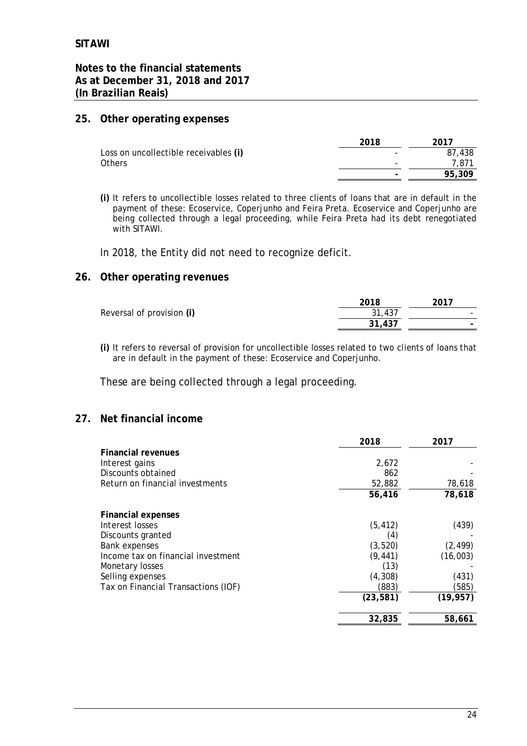**SITAWI**

**Notes to the financial statements**
**As at December 31, 2018 and 2017**
**(In Brazilian Reais)**

## 25. Other operating expenses

| | 2018 | 2017 |
|---|---|---|
| Loss on uncollectible receivables **(i)** | - | 87,438 |
| Others | - | 7,871 |
| | **-** | **95,309** |

**(i)** It refers to uncollectible losses related to three clients of loans that are in default in the payment of these: Ecoservice, Coperjunho and Feira Preta. Ecoservice and Coperjunho are being collected through a legal proceeding, while Feira Preta had its debt renegotiated with SITAWI.

In 2018, the Entity did not need to recognize deficit.

## 26. Other operating revenues

| | 2018 | 2017 |
|---|---|---|
| Reversal of provision **(i)** | 31,437 | - |
| | **31,437** | **-** |

**(i)** It refers to reversal of provision for uncollectible losses related to two clients of loans that are in default in the payment of these: Ecoservice and Coperjunho.

These are being collected through a legal proceeding.

## 27. Net financial income

| | 2018 | 2017 |
|---|---|---|
| **Financial revenues** | | |
| Interest gains | 2,672 | - |
| Discounts obtained | 862 | - |
| Return on financial investments | 52,882 | 78,618 |
| | **56,416** | **78,618** |
| **Financial expenses** | | |
| Interest losses | (5,412) | (439) |
| Discounts granted | (4) | - |
| Bank expenses | (3,520) | (2,499) |
| Income tax on financial investment | (9,441) | (16,003) |
| Monetary losses | (13) | - |
| Selling expenses | (4,308) | (431) |
| Tax on Financial Transactions (IOF) | (883) | (585) |
| | **(23,581)** | **(19,957)** |
| | **32,835** | **58,661** |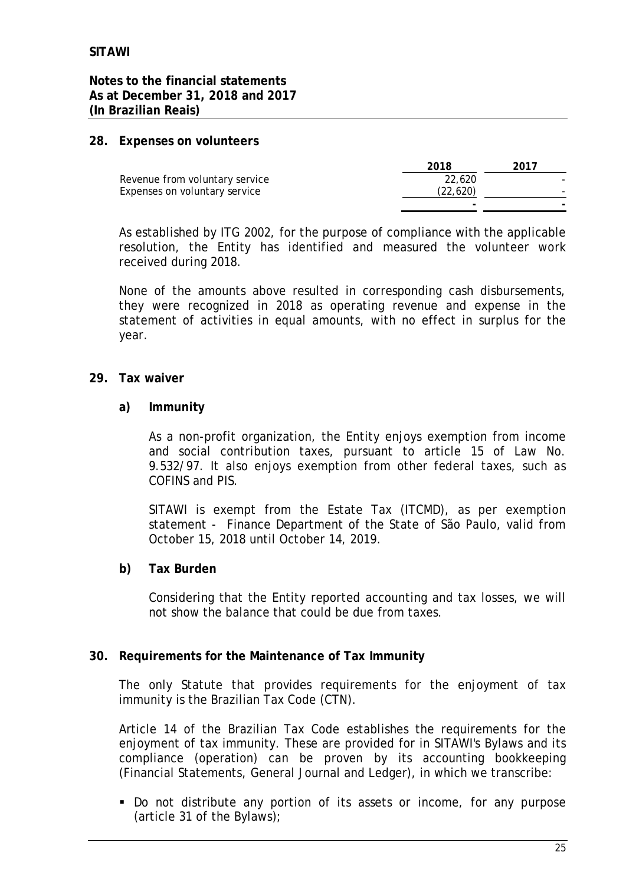**SITAWI**

**Notes to the financial statements**
**As at December 31, 2018 and 2017**
**(In Brazilian Reais)**

## 28. Expenses on volunteers

| | 2018 | 2017 |
|---|---|---|
| Revenue from voluntary service | 22,620 | - |
| Expenses on voluntary service | (22,620) | - |
| | - | - |

As established by ITG 2002, for the purpose of compliance with the applicable resolution, the Entity has identified and measured the volunteer work received during 2018.

None of the amounts above resulted in corresponding cash disbursements, they were recognized in 2018 as operating revenue and expense in the statement of activities in equal amounts, with no effect in surplus for the year.

## 29. Tax waiver

### a) Immunity

As a non-profit organization, the Entity enjoys exemption from income and social contribution taxes, pursuant to article 15 of Law No. 9.532/97. It also enjoys exemption from other federal taxes, such as COFINS and PIS.

SITAWI is exempt from the Estate Tax (ITCMD), as per exemption statement - Finance Department of the State of São Paulo, valid from October 15, 2018 until October 14, 2019.

### b) Tax Burden

Considering that the Entity reported accounting and tax losses, we will not show the balance that could be due from taxes.

## 30. Requirements for the Maintenance of Tax Immunity

The only Statute that provides requirements for the enjoyment of tax immunity is the Brazilian Tax Code (CTN).

Article 14 of the Brazilian Tax Code establishes the requirements for the enjoyment of tax immunity. These are provided for in SITAWI's Bylaws and its compliance (operation) can be proven by its accounting bookkeeping (Financial Statements, General Journal and Ledger), in which we transcribe:

- Do not distribute any portion of its assets or income, for any purpose (article 31 of the Bylaws);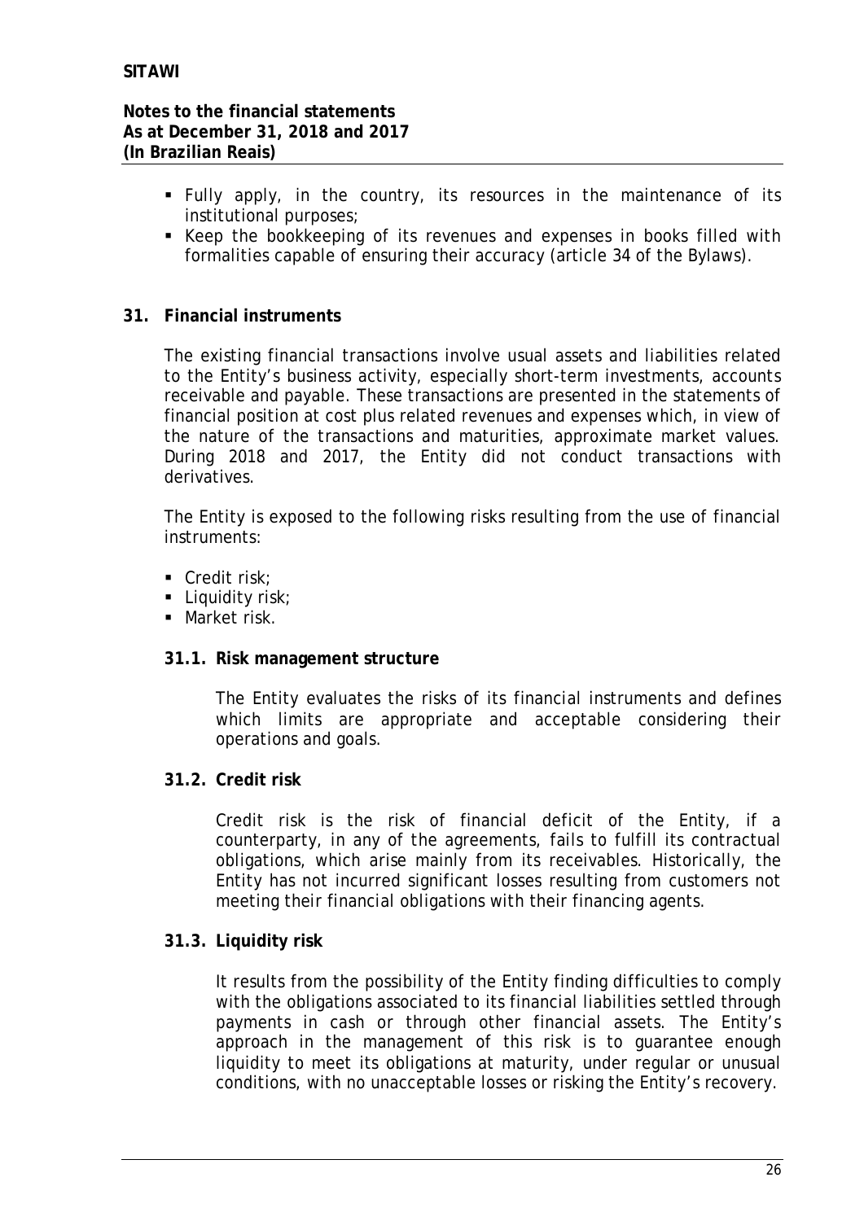- Fully apply, in the country, its resources in the maintenance of its institutional purposes;
- Keep the bookkeeping of its revenues and expenses in books filled with formalities capable of ensuring their accuracy (article 34 of the Bylaws).

## 31. Financial instruments

The existing financial transactions involve usual assets and liabilities related to the Entity's business activity, especially short-term investments, accounts receivable and payable. These transactions are presented in the statements of financial position at cost plus related revenues and expenses which, in view of the nature of the transactions and maturities, approximate market values. During 2018 and 2017, the Entity did not conduct transactions with derivatives.

The Entity is exposed to the following risks resulting from the use of financial instruments:

- Credit risk;
- Liquidity risk;
- Market risk.

### 31.1. Risk management structure

The Entity evaluates the risks of its financial instruments and defines which limits are appropriate and acceptable considering their operations and goals.

### 31.2. Credit risk

Credit risk is the risk of financial deficit of the Entity, if a counterparty, in any of the agreements, fails to fulfill its contractual obligations, which arise mainly from its receivables. Historically, the Entity has not incurred significant losses resulting from customers not meeting their financial obligations with their financing agents.

### 31.3. Liquidity risk

It results from the possibility of the Entity finding difficulties to comply with the obligations associated to its financial liabilities settled through payments in cash or through other financial assets. The Entity's approach in the management of this risk is to guarantee enough liquidity to meet its obligations at maturity, under regular or unusual conditions, with no unacceptable losses or risking the Entity's recovery.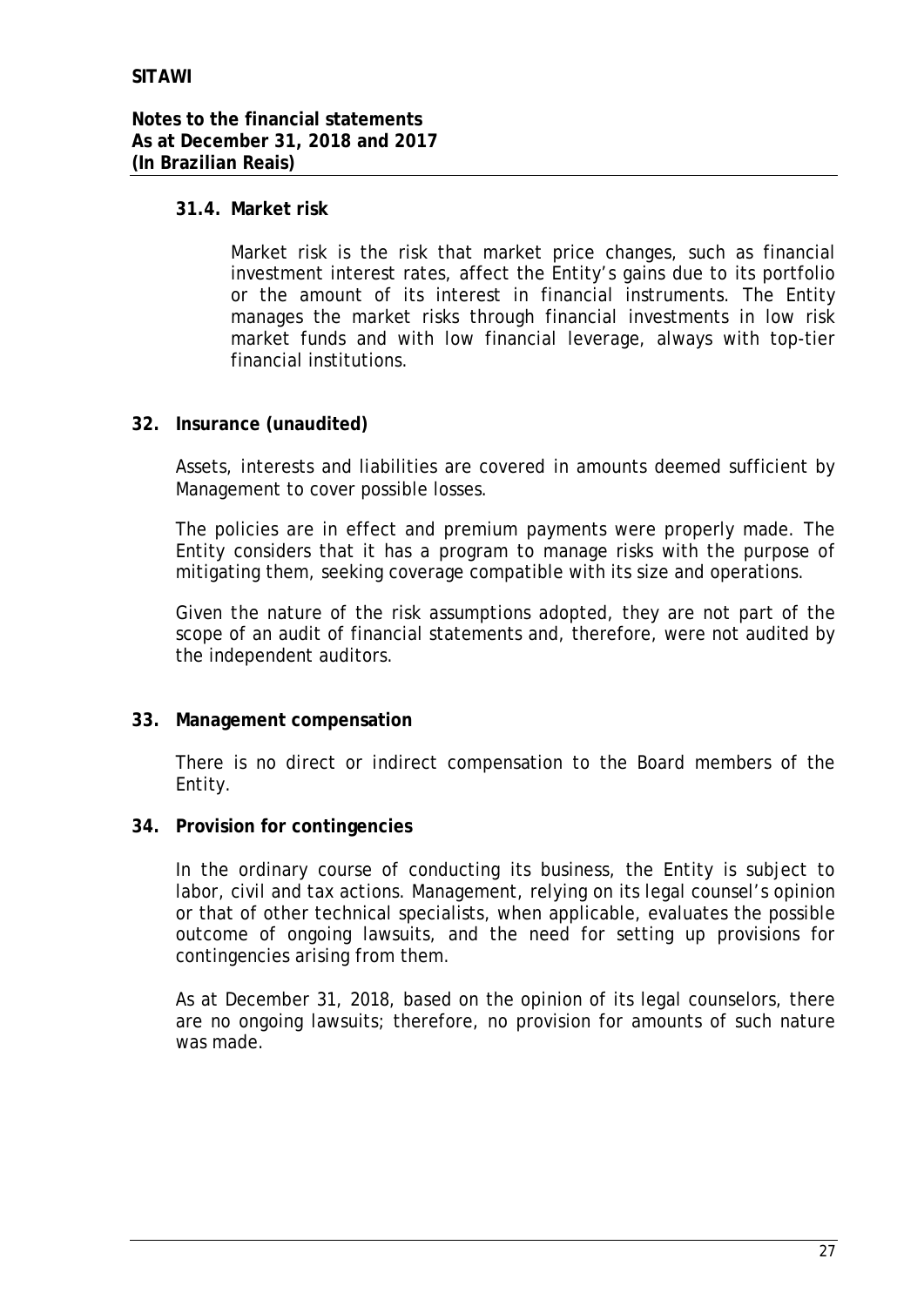### 31.4. Market risk

Market risk is the risk that market price changes, such as financial investment interest rates, affect the Entity's gains due to its portfolio or the amount of its interest in financial instruments. The Entity manages the market risks through financial investments in low risk market funds and with low financial leverage, always with top-tier financial institutions.

## 32. Insurance (unaudited)

Assets, interests and liabilities are covered in amounts deemed sufficient by Management to cover possible losses.

The policies are in effect and premium payments were properly made. The Entity considers that it has a program to manage risks with the purpose of mitigating them, seeking coverage compatible with its size and operations.

Given the nature of the risk assumptions adopted, they are not part of the scope of an audit of financial statements and, therefore, were not audited by the independent auditors.

## 33. Management compensation

There is no direct or indirect compensation to the Board members of the Entity.

## 34. Provision for contingencies

In the ordinary course of conducting its business, the Entity is subject to labor, civil and tax actions. Management, relying on its legal counsel's opinion or that of other technical specialists, when applicable, evaluates the possible outcome of ongoing lawsuits, and the need for setting up provisions for contingencies arising from them.

As at December 31, 2018, based on the opinion of its legal counselors, there are no ongoing lawsuits; therefore, no provision for amounts of such nature was made.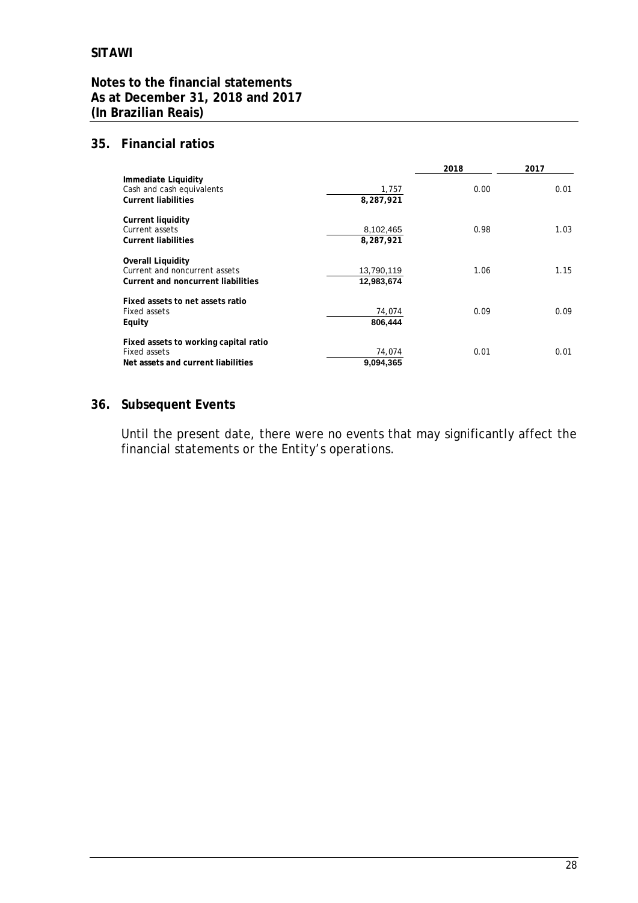**SITAWI**

**Notes to the financial statements**
**As at December 31, 2018 and 2017**
**(In Brazilian Reais)**

## 35. Financial ratios

| | | 2018 | 2017 |
|---|---|---|---|
| **Immediate Liquidity** | | | |
| Cash and cash equivalents | 1,757 | 0.00 | 0.01 |
| **Current liabilities** | **8,287,921** | | |
| **Current liquidity** | | | |
| Current assets | 8,102,465 | 0.98 | 1.03 |
| **Current liabilities** | **8,287,921** | | |
| **Overall Liquidity** | | | |
| Current and noncurrent assets | 13,790,119 | 1.06 | 1.15 |
| **Current and noncurrent liabilities** | **12,983,674** | | |
| **Fixed assets to net assets ratio** | | | |
| Fixed assets | 74,074 | 0.09 | 0.09 |
| **Equity** | **806,444** | | |
| **Fixed assets to working capital ratio** | | | |
| Fixed assets | 74,074 | 0.01 | 0.01 |
| **Net assets and current liabilities** | **9,094,365** | | |

## 36. Subsequent Events

Until the present date, there were no events that may significantly affect the financial statements or the Entity's operations.